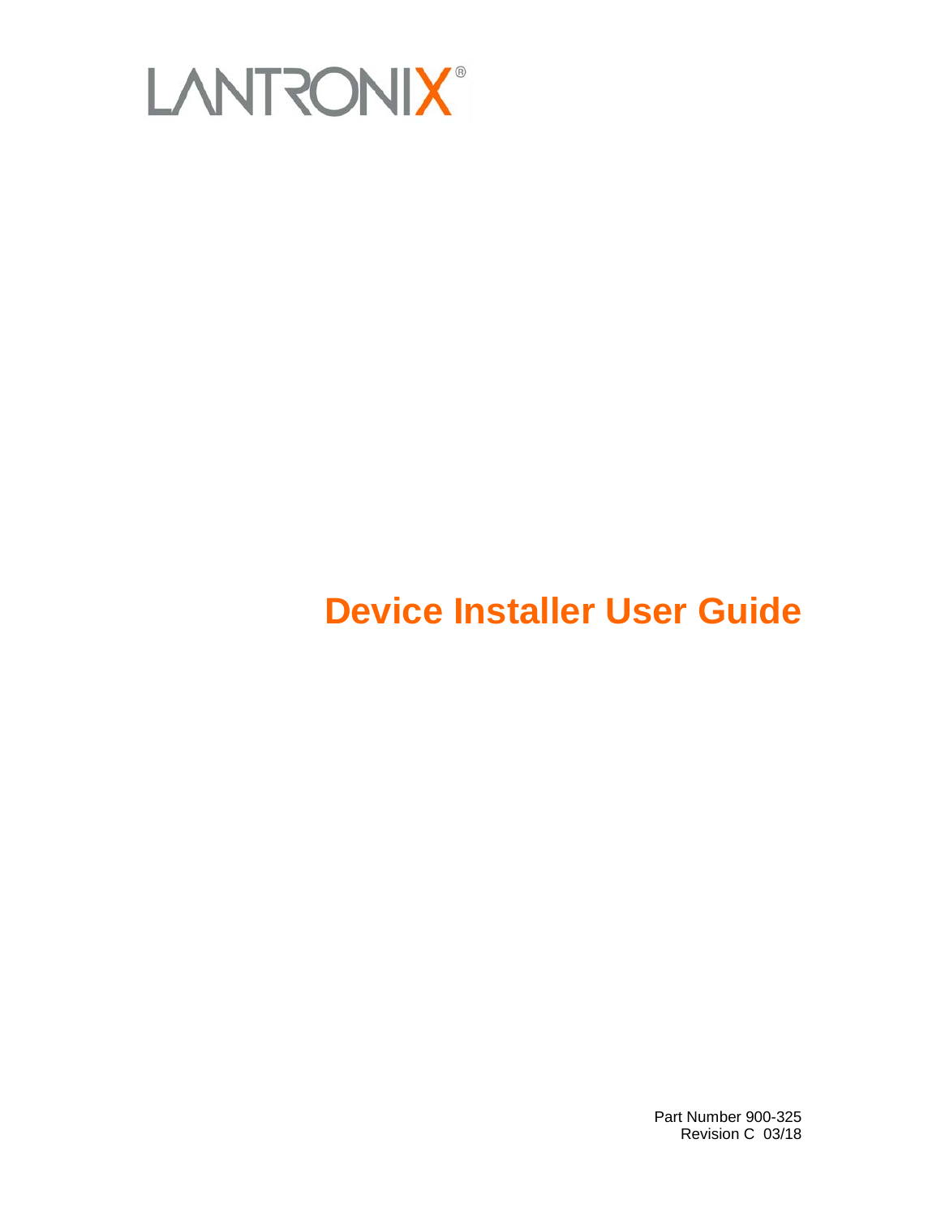LANTRONIX®

# Device Installer User Guide

Part Number 900-325
Revision C 03/18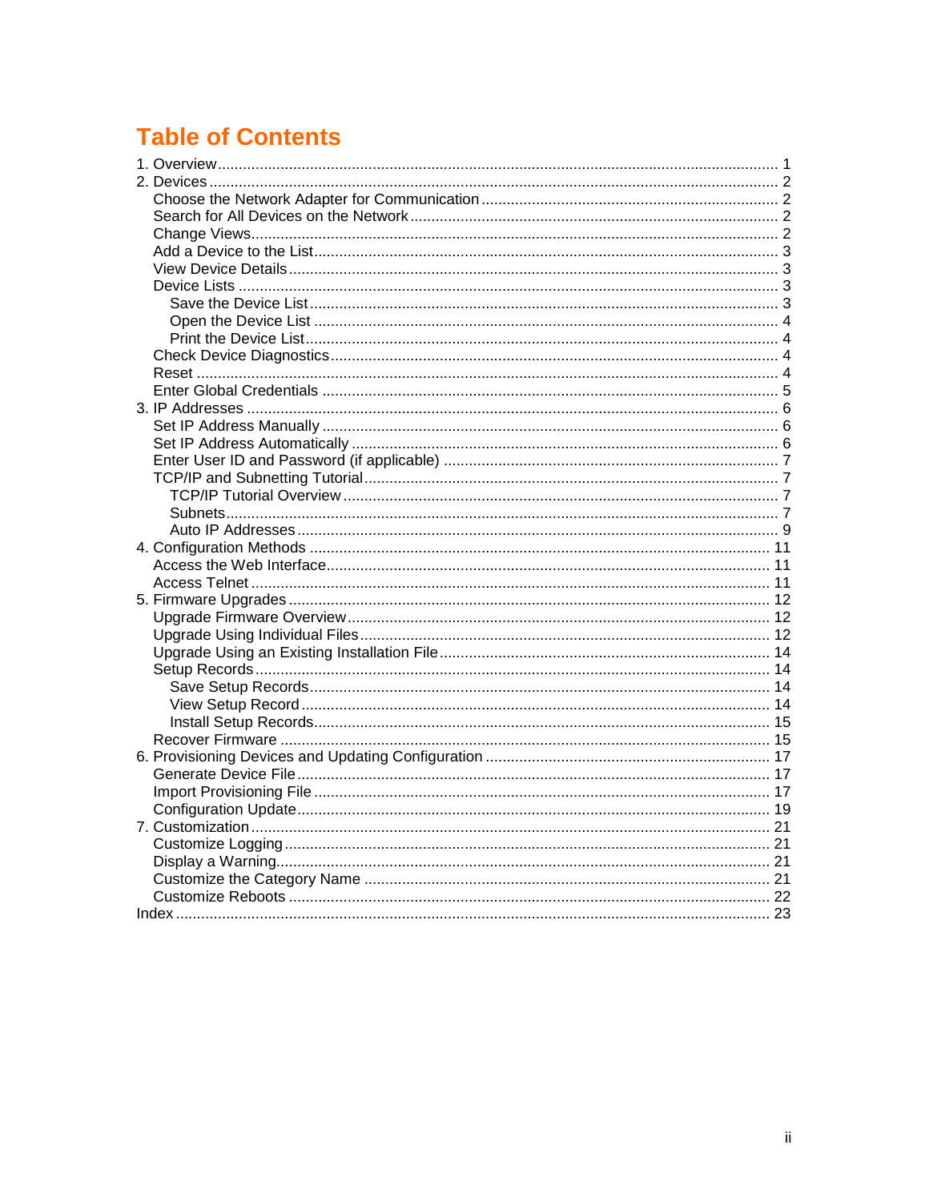# Table of Contents

1. Overview ..... 1
2. Devices ..... 2
   - Choose the Network Adapter for Communication ..... 2
   - Search for All Devices on the Network ..... 2
   - Change Views ..... 2
   - Add a Device to the List ..... 3
   - View Device Details ..... 3
   - Device Lists ..... 3
     - Save the Device List ..... 3
     - Open the Device List ..... 4
     - Print the Device List ..... 4
   - Check Device Diagnostics ..... 4
   - Reset ..... 4
   - Enter Global Credentials ..... 5
3. IP Addresses ..... 6
   - Set IP Address Manually ..... 6
   - Set IP Address Automatically ..... 6
   - Enter User ID and Password (if applicable) ..... 7
   - TCP/IP and Subnetting Tutorial ..... 7
     - TCP/IP Tutorial Overview ..... 7
     - Subnets ..... 7
     - Auto IP Addresses ..... 9
4. Configuration Methods ..... 11
   - Access the Web Interface ..... 11
   - Access Telnet ..... 11
5. Firmware Upgrades ..... 12
   - Upgrade Firmware Overview ..... 12
   - Upgrade Using Individual Files ..... 12
   - Upgrade Using an Existing Installation File ..... 14
   - Setup Records ..... 14
     - Save Setup Records ..... 14
     - View Setup Record ..... 14
     - Install Setup Records ..... 15
   - Recover Firmware ..... 15
6. Provisioning Devices and Updating Configuration ..... 17
   - Generate Device File ..... 17
   - Import Provisioning File ..... 17
   - Configuration Update ..... 19
7. Customization ..... 21
   - Customize Logging ..... 21
   - Display a Warning ..... 21
   - Customize the Category Name ..... 21
   - Customize Reboots ..... 22

Index ..... 23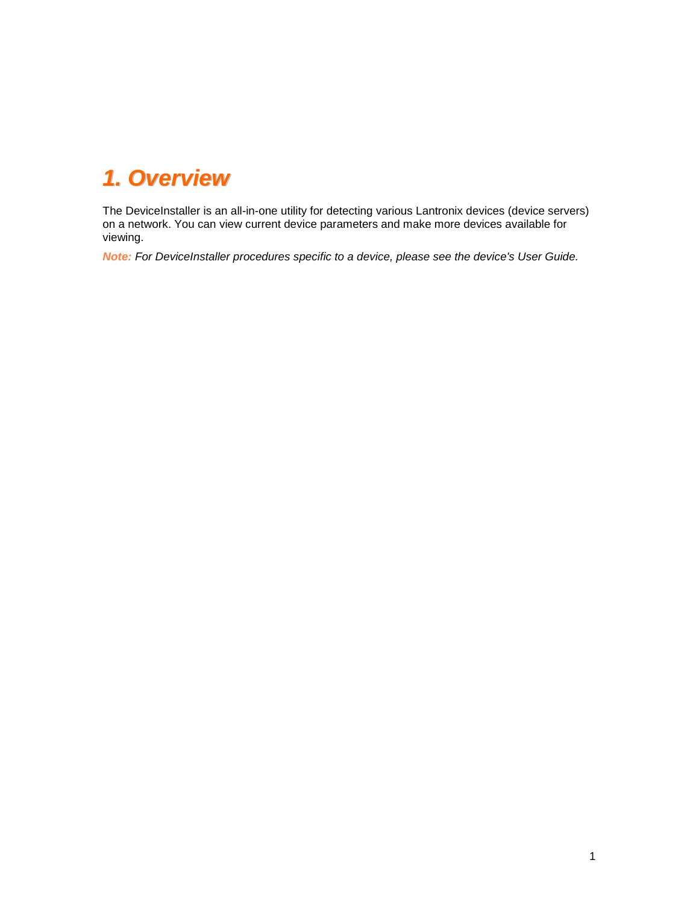# *1. Overview*

The DeviceInstaller is an all-in-one utility for detecting various Lantronix devices (device servers) on a network. You can view current device parameters and make more devices available for viewing.

***Note:*** *For DeviceInstaller procedures specific to a device, please see the device's User Guide.*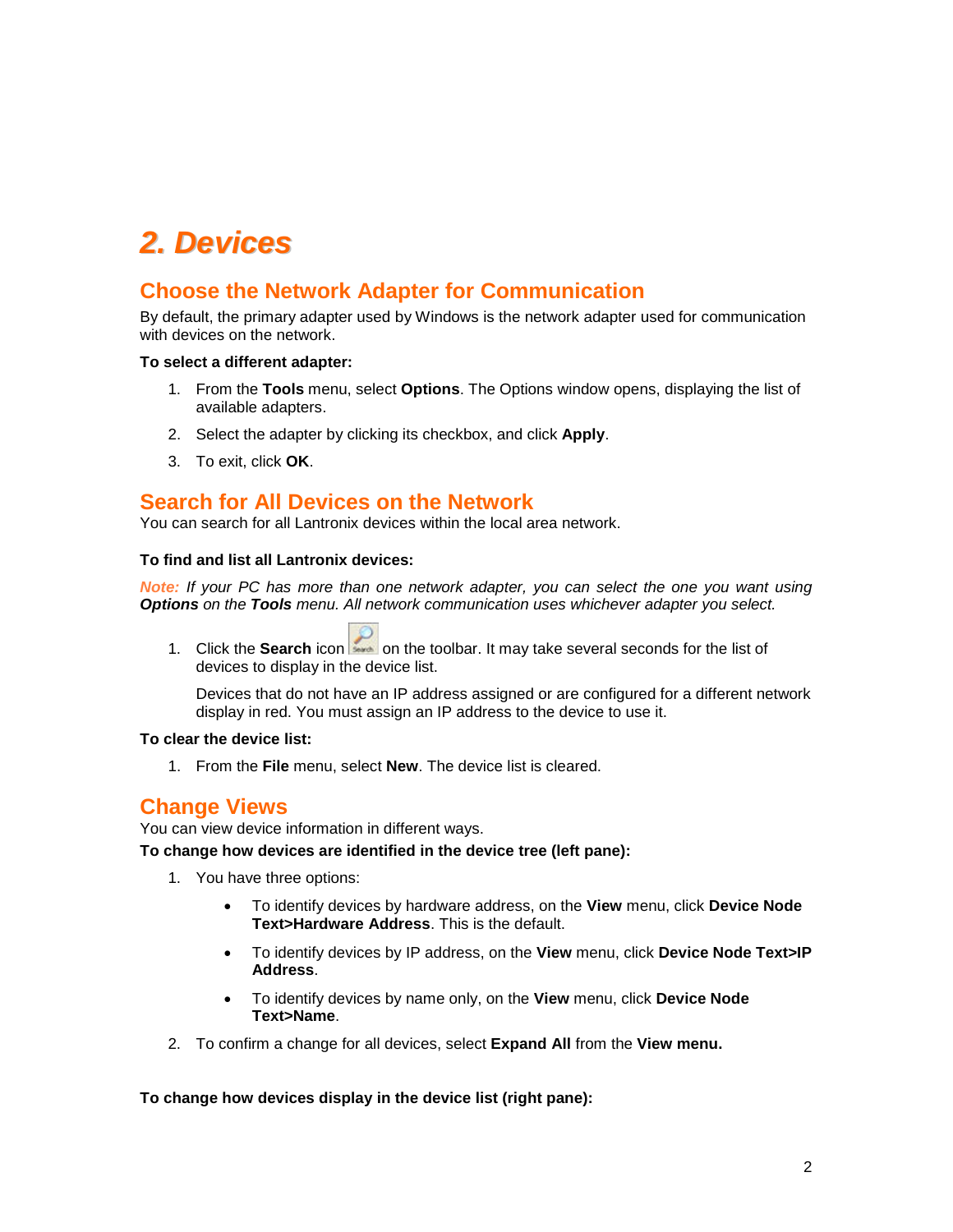# 2. Devices

## Choose the Network Adapter for Communication

By default, the primary adapter used by Windows is the network adapter used for communication with devices on the network.

**To select a different adapter:**

1. From the **Tools** menu, select **Options**. The Options window opens, displaying the list of available adapters.
2. Select the adapter by clicking its checkbox, and click **Apply**.
3. To exit, click **OK**.

## Search for All Devices on the Network

You can search for all Lantronix devices within the local area network.

**To find and list all Lantronix devices:**

*Note: If your PC has more than one network adapter, you can select the one you want using **Options** on the **Tools** menu. All network communication uses whichever adapter you select.*

1. Click the **Search** icon on the toolbar. It may take several seconds for the list of devices to display in the device list.

   Devices that do not have an IP address assigned or are configured for a different network display in red. You must assign an IP address to the device to use it.

**To clear the device list:**

1. From the **File** menu, select **New**. The device list is cleared.

## Change Views

You can view device information in different ways.

**To change how devices are identified in the device tree (left pane):**

1. You have three options:
   - To identify devices by hardware address, on the **View** menu, click **Device Node Text>Hardware Address**. This is the default.
   - To identify devices by IP address, on the **View** menu, click **Device Node Text>IP Address**.
   - To identify devices by name only, on the **View** menu, click **Device Node Text>Name**.
2. To confirm a change for all devices, select **Expand All** from the **View menu.**

**To change how devices display in the device list (right pane):**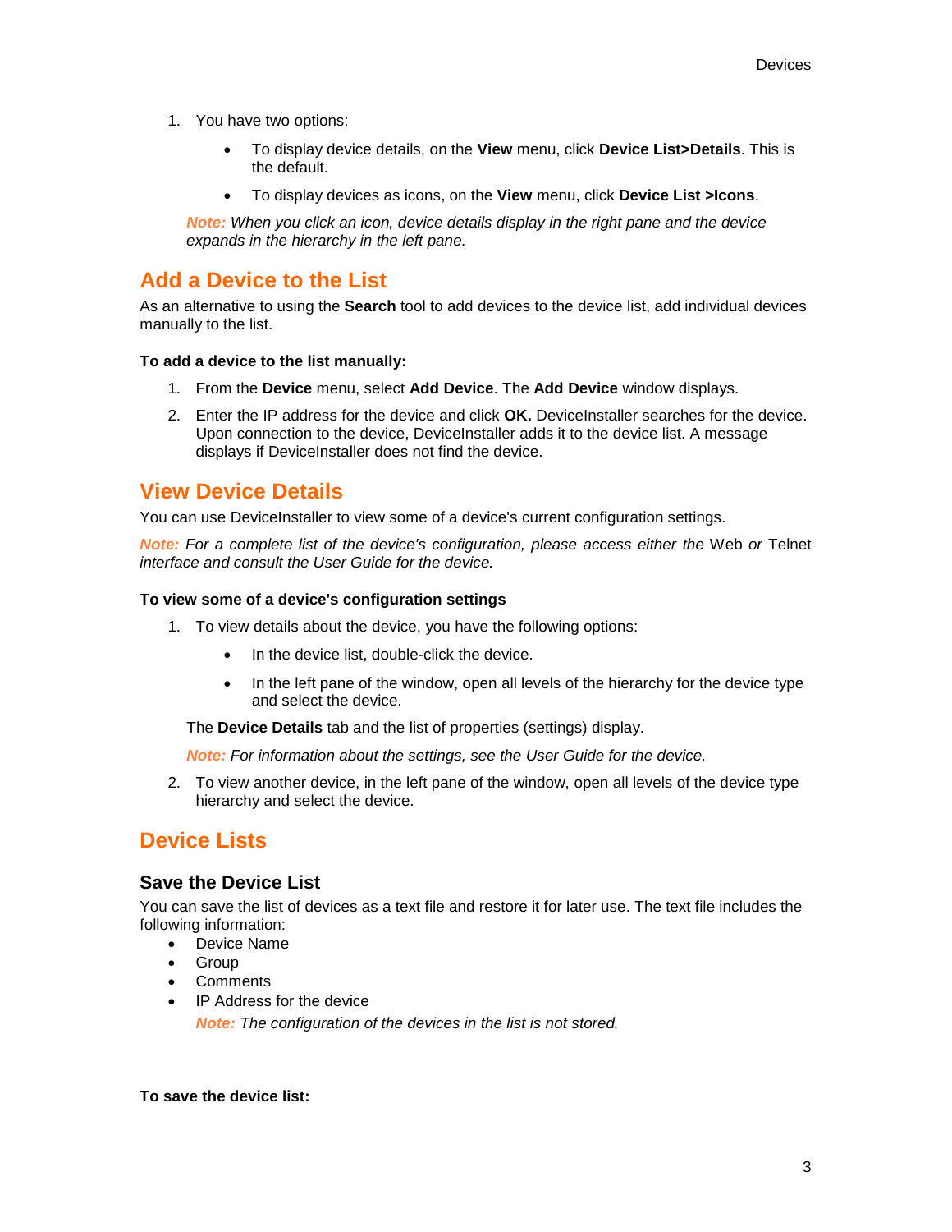1. You have two options:

    - To display device details, on the **View** menu, click **Device List>Details**. This is the default.
    - To display devices as icons, on the **View** menu, click **Device List >Icons**.

   *Note: When you click an icon, device details display in the right pane and the device expands in the hierarchy in the left pane.*

## Add a Device to the List

As an alternative to using the **Search** tool to add devices to the device list, add individual devices manually to the list.

**To add a device to the list manually:**

1. From the **Device** menu, select **Add Device**. The **Add Device** window displays.
2. Enter the IP address for the device and click **OK.** DeviceInstaller searches for the device. Upon connection to the device, DeviceInstaller adds it to the device list. A message displays if DeviceInstaller does not find the device.

## View Device Details

You can use DeviceInstaller to view some of a device's current configuration settings.

*Note: For a complete list of the device's configuration, please access either the* Web *or* Telnet *interface and consult the User Guide for the device.*

**To view some of a device's configuration settings**

1. To view details about the device, you have the following options:

    - In the device list, double-click the device.
    - In the left pane of the window, open all levels of the hierarchy for the device type and select the device.

   The **Device Details** tab and the list of properties (settings) display.

   *Note: For information about the settings, see the User Guide for the device.*

2. To view another device, in the left pane of the window, open all levels of the device type hierarchy and select the device.

## Device Lists

### Save the Device List

You can save the list of devices as a text file and restore it for later use. The text file includes the following information:

- Device Name
- Group
- Comments
- IP Address for the device

  *Note: The configuration of the devices in the list is not stored.*

**To save the device list:**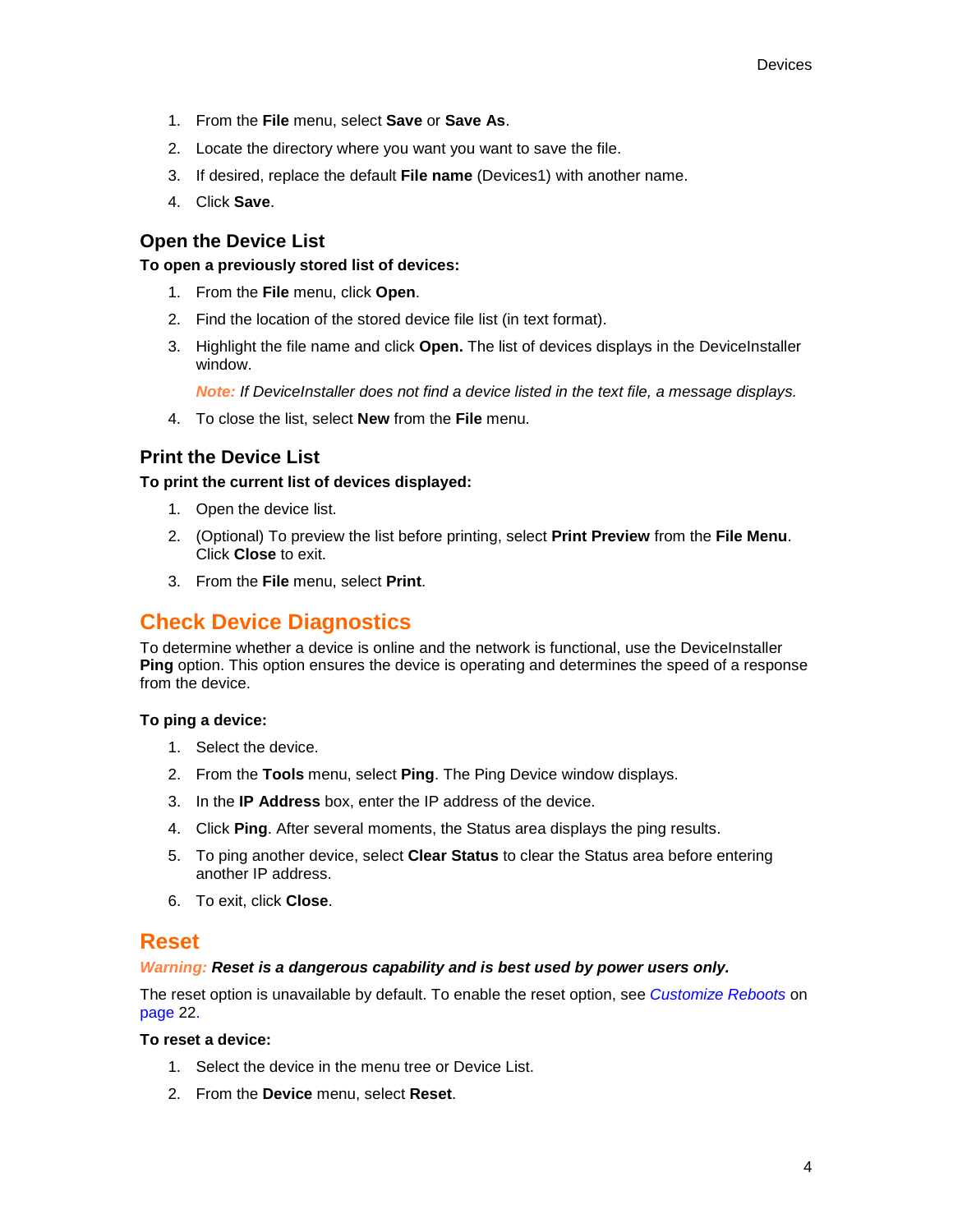1. From the **File** menu, select **Save** or **Save As**.
2. Locate the directory where you want you want to save the file.
3. If desired, replace the default **File name** (Devices1) with another name.
4. Click **Save**.

### Open the Device List

**To open a previously stored list of devices:**

1. From the **File** menu, click **Open**.
2. Find the location of the stored device file list (in text format).
3. Highlight the file name and click **Open.** The list of devices displays in the DeviceInstaller window.

   ***Note:*** *If DeviceInstaller does not find a device listed in the text file, a message displays.*

4. To close the list, select **New** from the **File** menu.

### Print the Device List

**To print the current list of devices displayed:**

1. Open the device list.
2. (Optional) To preview the list before printing, select **Print Preview** from the **File Menu**. Click **Close** to exit.
3. From the **File** menu, select **Print**.

## Check Device Diagnostics

To determine whether a device is online and the network is functional, use the DeviceInstaller **Ping** option. This option ensures the device is operating and determines the speed of a response from the device.

**To ping a device:**

1. Select the device.
2. From the **Tools** menu, select **Ping**. The Ping Device window displays.
3. In the **IP Address** box, enter the IP address of the device.
4. Click **Ping**. After several moments, the Status area displays the ping results.
5. To ping another device, select **Clear Status** to clear the Status area before entering another IP address.
6. To exit, click **Close**.

## Reset

***Warning:*** ***Reset is a dangerous capability and is best used by power users only.***

The reset option is unavailable by default. To enable the reset option, see *Customize Reboots* on page 22.

**To reset a device:**

1. Select the device in the menu tree or Device List.
2. From the **Device** menu, select **Reset**.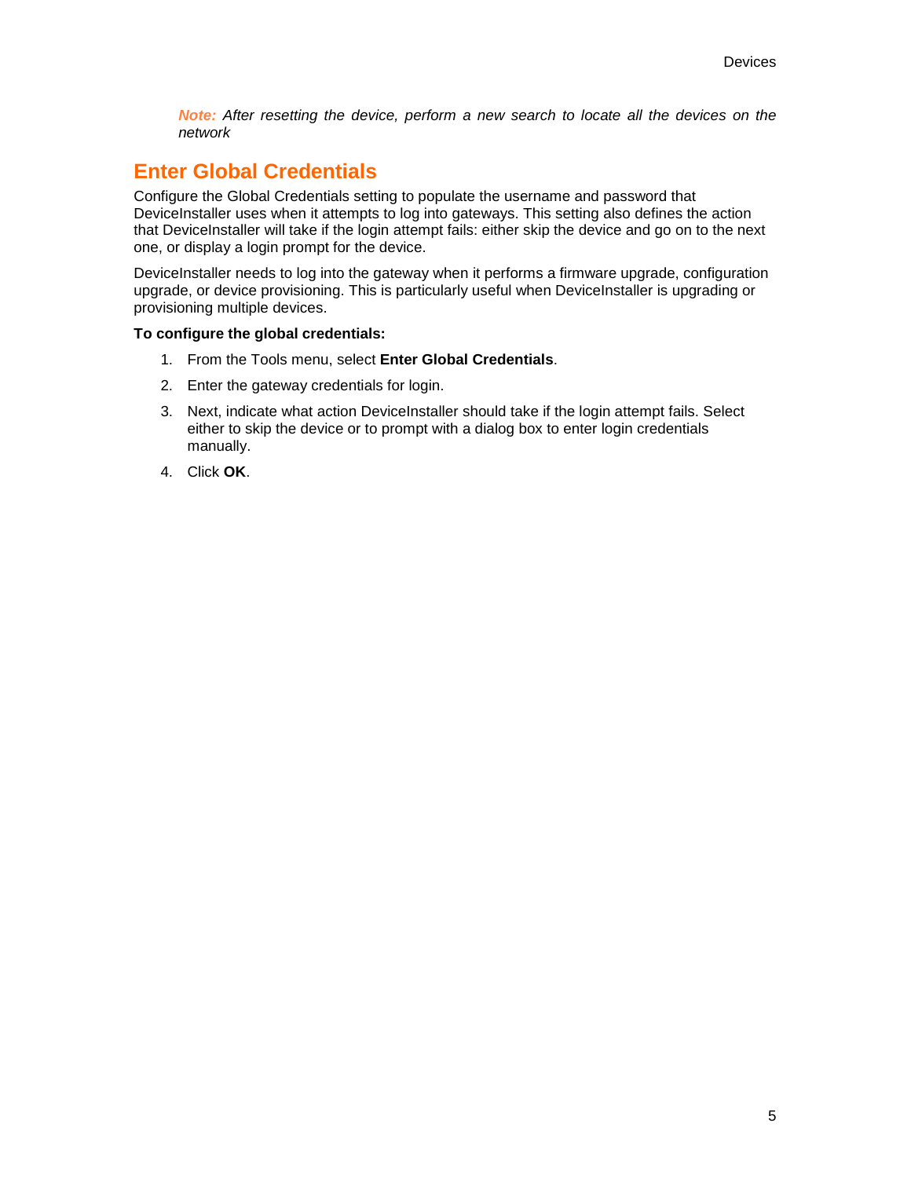*Note: After resetting the device, perform a new search to locate all the devices on the network*

## Enter Global Credentials

Configure the Global Credentials setting to populate the username and password that DeviceInstaller uses when it attempts to log into gateways. This setting also defines the action that DeviceInstaller will take if the login attempt fails: either skip the device and go on to the next one, or display a login prompt for the device.

DeviceInstaller needs to log into the gateway when it performs a firmware upgrade, configuration upgrade, or device provisioning. This is particularly useful when DeviceInstaller is upgrading or provisioning multiple devices.

**To configure the global credentials:**

1. From the Tools menu, select **Enter Global Credentials**.
2. Enter the gateway credentials for login.
3. Next, indicate what action DeviceInstaller should take if the login attempt fails. Select either to skip the device or to prompt with a dialog box to enter login credentials manually.
4. Click **OK**.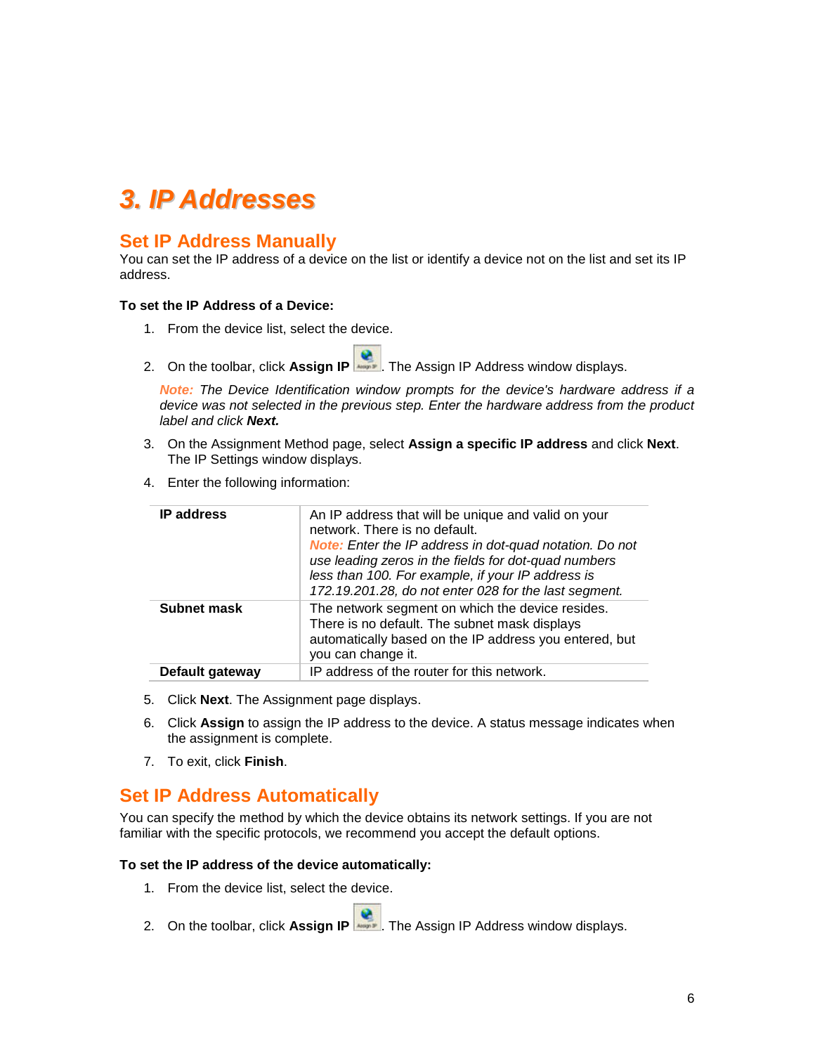# 3. IP Addresses

## Set IP Address Manually

You can set the IP address of a device on the list or identify a device not on the list and set its IP address.

**To set the IP Address of a Device:**

1. From the device list, select the device.
2. On the toolbar, click **Assign IP**. The Assign IP Address window displays.

   *Note: The Device Identification window prompts for the device's hardware address if a device was not selected in the previous step. Enter the hardware address from the product label and click **Next.***

3. On the Assignment Method page, select **Assign a specific IP address** and click **Next**. The IP Settings window displays.
4. Enter the following information:

| | |
|---|---|
| **IP address** | An IP address that will be unique and valid on your network. There is no default. *Note: Enter the IP address in dot-quad notation. Do not use leading zeros in the fields for dot-quad numbers less than 100. For example, if your IP address is 172.19.201.28, do not enter 028 for the last segment.* |
| **Subnet mask** | The network segment on which the device resides. There is no default. The subnet mask displays automatically based on the IP address you entered, but you can change it. |
| **Default gateway** | IP address of the router for this network. |

5. Click **Next**. The Assignment page displays.
6. Click **Assign** to assign the IP address to the device. A status message indicates when the assignment is complete.
7. To exit, click **Finish**.

## Set IP Address Automatically

You can specify the method by which the device obtains its network settings. If you are not familiar with the specific protocols, we recommend you accept the default options.

**To set the IP address of the device automatically:**

1. From the device list, select the device.
2. On the toolbar, click **Assign IP**. The Assign IP Address window displays.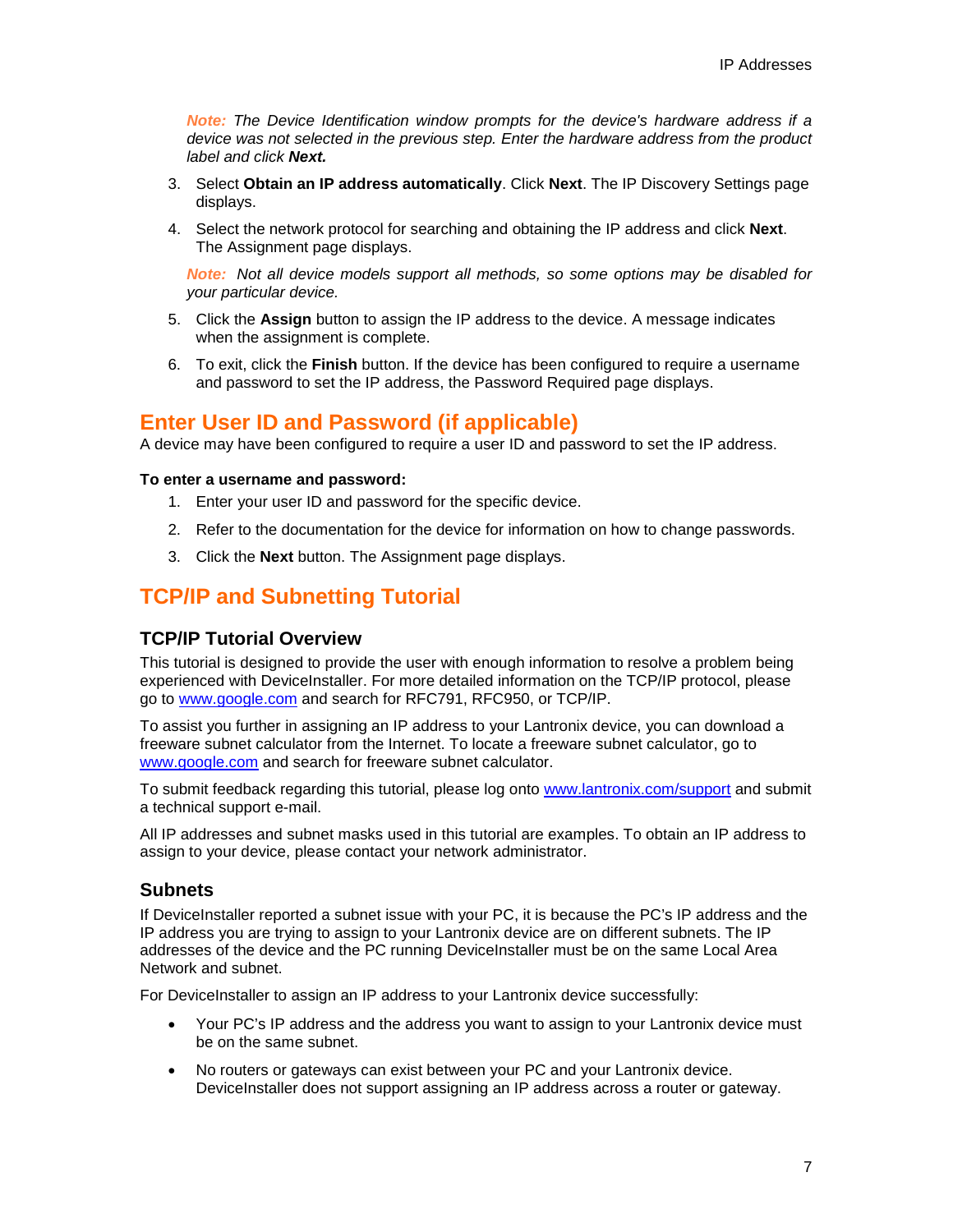*Note: The Device Identification window prompts for the device's hardware address if a device was not selected in the previous step. Enter the hardware address from the product label and click **Next.***

3. Select **Obtain an IP address automatically**. Click **Next**. The IP Discovery Settings page displays.

4. Select the network protocol for searching and obtaining the IP address and click **Next**. The Assignment page displays.

   *Note: Not all device models support all methods, so some options may be disabled for your particular device.*

5. Click the **Assign** button to assign the IP address to the device. A message indicates when the assignment is complete.

6. To exit, click the **Finish** button. If the device has been configured to require a username and password to set the IP address, the Password Required page displays.

## Enter User ID and Password (if applicable)

A device may have been configured to require a user ID and password to set the IP address.

**To enter a username and password:**

1. Enter your user ID and password for the specific device.
2. Refer to the documentation for the device for information on how to change passwords.
3. Click the **Next** button. The Assignment page displays.

## TCP/IP and Subnetting Tutorial

### TCP/IP Tutorial Overview

This tutorial is designed to provide the user with enough information to resolve a problem being experienced with DeviceInstaller. For more detailed information on the TCP/IP protocol, please go to www.google.com and search for RFC791, RFC950, or TCP/IP.

To assist you further in assigning an IP address to your Lantronix device, you can download a freeware subnet calculator from the Internet. To locate a freeware subnet calculator, go to www.google.com and search for freeware subnet calculator.

To submit feedback regarding this tutorial, please log onto www.lantronix.com/support and submit a technical support e-mail.

All IP addresses and subnet masks used in this tutorial are examples. To obtain an IP address to assign to your device, please contact your network administrator.

### Subnets

If DeviceInstaller reported a subnet issue with your PC, it is because the PC's IP address and the IP address you are trying to assign to your Lantronix device are on different subnets. The IP addresses of the device and the PC running DeviceInstaller must be on the same Local Area Network and subnet.

For DeviceInstaller to assign an IP address to your Lantronix device successfully:

- Your PC's IP address and the address you want to assign to your Lantronix device must be on the same subnet.
- No routers or gateways can exist between your PC and your Lantronix device. DeviceInstaller does not support assigning an IP address across a router or gateway.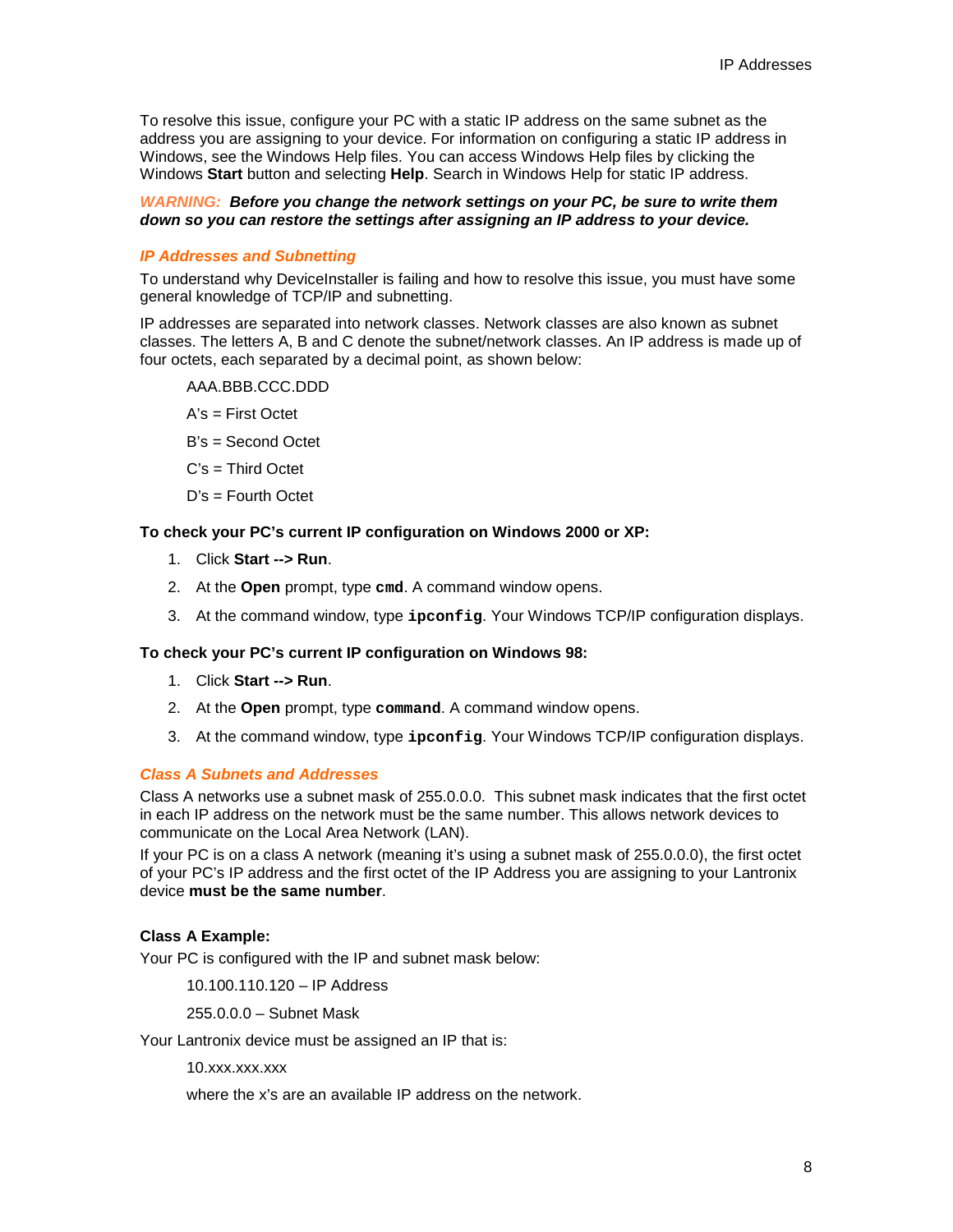To resolve this issue, configure your PC with a static IP address on the same subnet as the address you are assigning to your device. For information on configuring a static IP address in Windows, see the Windows Help files. You can access Windows Help files by clicking the Windows **Start** button and selecting **Help**. Search in Windows Help for static IP address.

*WARNING:* ***Before you change the network settings on your PC, be sure to write them down so you can restore the settings after assigning an IP address to your device.***

### *IP Addresses and Subnetting*

To understand why DeviceInstaller is failing and how to resolve this issue, you must have some general knowledge of TCP/IP and subnetting.

IP addresses are separated into network classes. Network classes are also known as subnet classes. The letters A, B and C denote the subnet/network classes. An IP address is made up of four octets, each separated by a decimal point, as shown below:

AAA.BBB.CCC.DDD

A's = First Octet

B's = Second Octet

C's = Third Octet

D's = Fourth Octet

**To check your PC's current IP configuration on Windows 2000 or XP:**

1. Click **Start --> Run**.
2. At the **Open** prompt, type **`cmd`**. A command window opens.
3. At the command window, type **`ipconfig`**. Your Windows TCP/IP configuration displays.

**To check your PC's current IP configuration on Windows 98:**

1. Click **Start --> Run**.
2. At the **Open** prompt, type **`command`**. A command window opens.
3. At the command window, type **`ipconfig`**. Your Windows TCP/IP configuration displays.

### *Class A Subnets and Addresses*

Class A networks use a subnet mask of 255.0.0.0. This subnet mask indicates that the first octet in each IP address on the network must be the same number. This allows network devices to communicate on the Local Area Network (LAN).

If your PC is on a class A network (meaning it's using a subnet mask of 255.0.0.0), the first octet of your PC's IP address and the first octet of the IP Address you are assigning to your Lantronix device **must be the same number**.

**Class A Example:**

Your PC is configured with the IP and subnet mask below:

10.100.110.120 – IP Address

255.0.0.0 – Subnet Mask

Your Lantronix device must be assigned an IP that is:

10.xxx.xxx.xxx

where the x's are an available IP address on the network.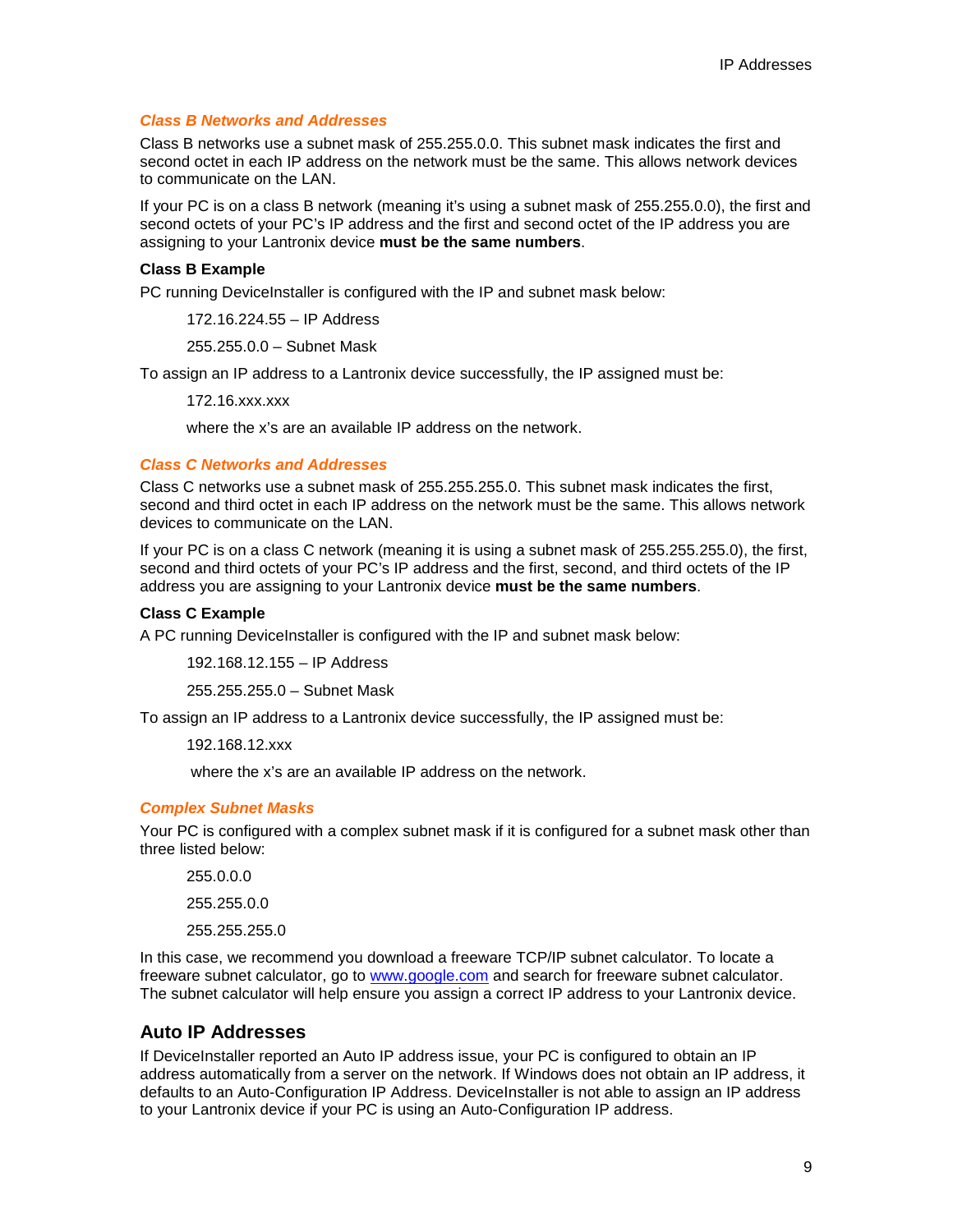### *Class B Networks and Addresses*

Class B networks use a subnet mask of 255.255.0.0. This subnet mask indicates the first and second octet in each IP address on the network must be the same. This allows network devices to communicate on the LAN.

If your PC is on a class B network (meaning it's using a subnet mask of 255.255.0.0), the first and second octets of your PC's IP address and the first and second octet of the IP address you are assigning to your Lantronix device **must be the same numbers**.

**Class B Example**

PC running DeviceInstaller is configured with the IP and subnet mask below:

> 172.16.224.55 – IP Address
>
> 255.255.0.0 – Subnet Mask

To assign an IP address to a Lantronix device successfully, the IP assigned must be:

> 172.16.xxx.xxx
>
> where the x's are an available IP address on the network.

### *Class C Networks and Addresses*

Class C networks use a subnet mask of 255.255.255.0. This subnet mask indicates the first, second and third octet in each IP address on the network must be the same. This allows network devices to communicate on the LAN.

If your PC is on a class C network (meaning it is using a subnet mask of 255.255.255.0), the first, second and third octets of your PC's IP address and the first, second, and third octets of the IP address you are assigning to your Lantronix device **must be the same numbers**.

**Class C Example**

A PC running DeviceInstaller is configured with the IP and subnet mask below:

> 192.168.12.155 – IP Address
>
> 255.255.255.0 – Subnet Mask

To assign an IP address to a Lantronix device successfully, the IP assigned must be:

> 192.168.12.xxx
>
> where the x's are an available IP address on the network.

### *Complex Subnet Masks*

Your PC is configured with a complex subnet mask if it is configured for a subnet mask other than three listed below:

> 255.0.0.0
>
> 255.255.0.0
>
> 255.255.255.0

In this case, we recommend you download a freeware TCP/IP subnet calculator. To locate a freeware subnet calculator, go to www.google.com and search for freeware subnet calculator. The subnet calculator will help ensure you assign a correct IP address to your Lantronix device.

## Auto IP Addresses

If DeviceInstaller reported an Auto IP address issue, your PC is configured to obtain an IP address automatically from a server on the network. If Windows does not obtain an IP address, it defaults to an Auto-Configuration IP Address. DeviceInstaller is not able to assign an IP address to your Lantronix device if your PC is using an Auto-Configuration IP address.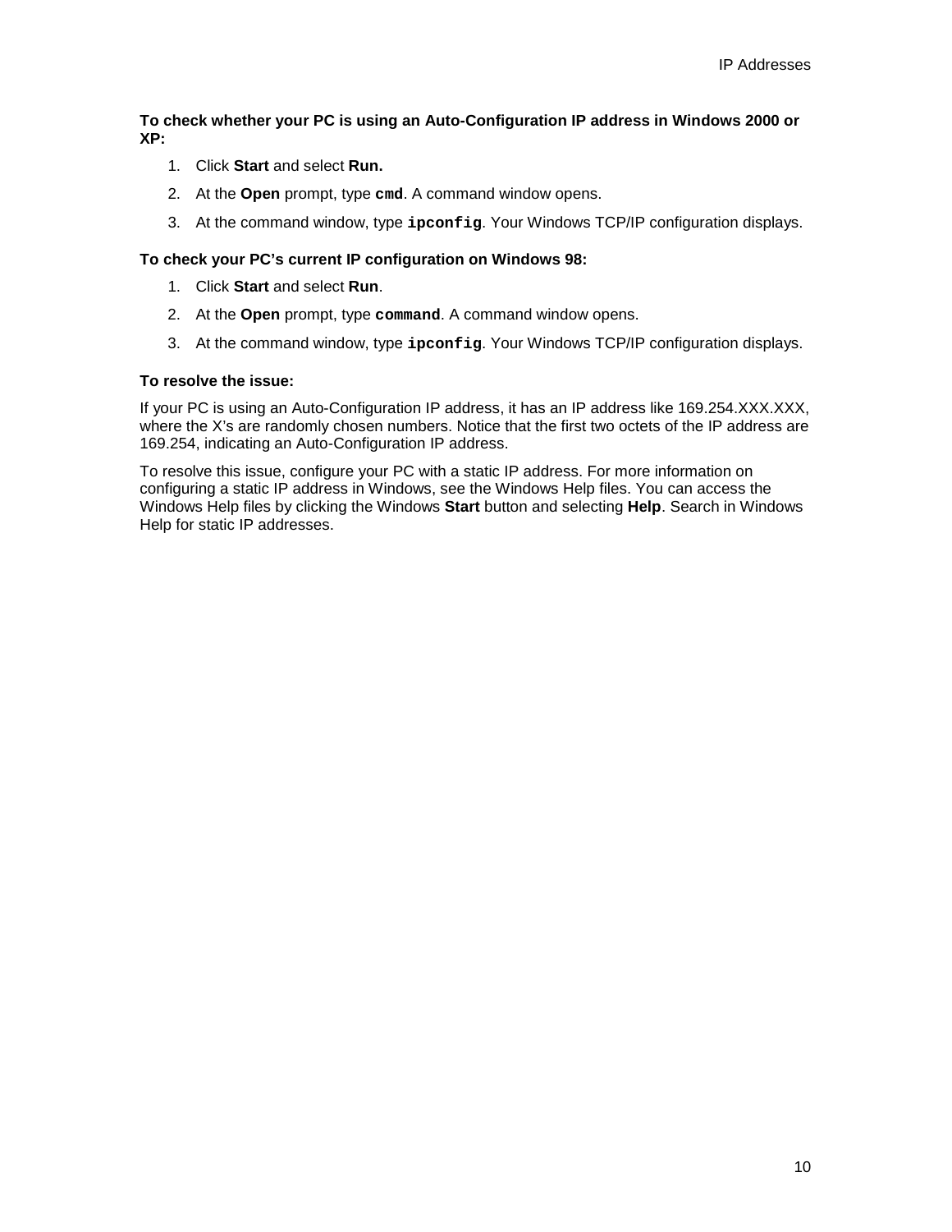**To check whether your PC is using an Auto-Configuration IP address in Windows 2000 or XP:**

1. Click **Start** and select **Run.**
2. At the **Open** prompt, type **`cmd`**. A command window opens.
3. At the command window, type **`ipconfig`**. Your Windows TCP/IP configuration displays.

**To check your PC's current IP configuration on Windows 98:**

1. Click **Start** and select **Run**.
2. At the **Open** prompt, type **`command`**. A command window opens.
3. At the command window, type **`ipconfig`**. Your Windows TCP/IP configuration displays.

**To resolve the issue:**

If your PC is using an Auto-Configuration IP address, it has an IP address like 169.254.XXX.XXX, where the X's are randomly chosen numbers. Notice that the first two octets of the IP address are 169.254, indicating an Auto-Configuration IP address.

To resolve this issue, configure your PC with a static IP address. For more information on configuring a static IP address in Windows, see the Windows Help files. You can access the Windows Help files by clicking the Windows **Start** button and selecting **Help**. Search in Windows Help for static IP addresses.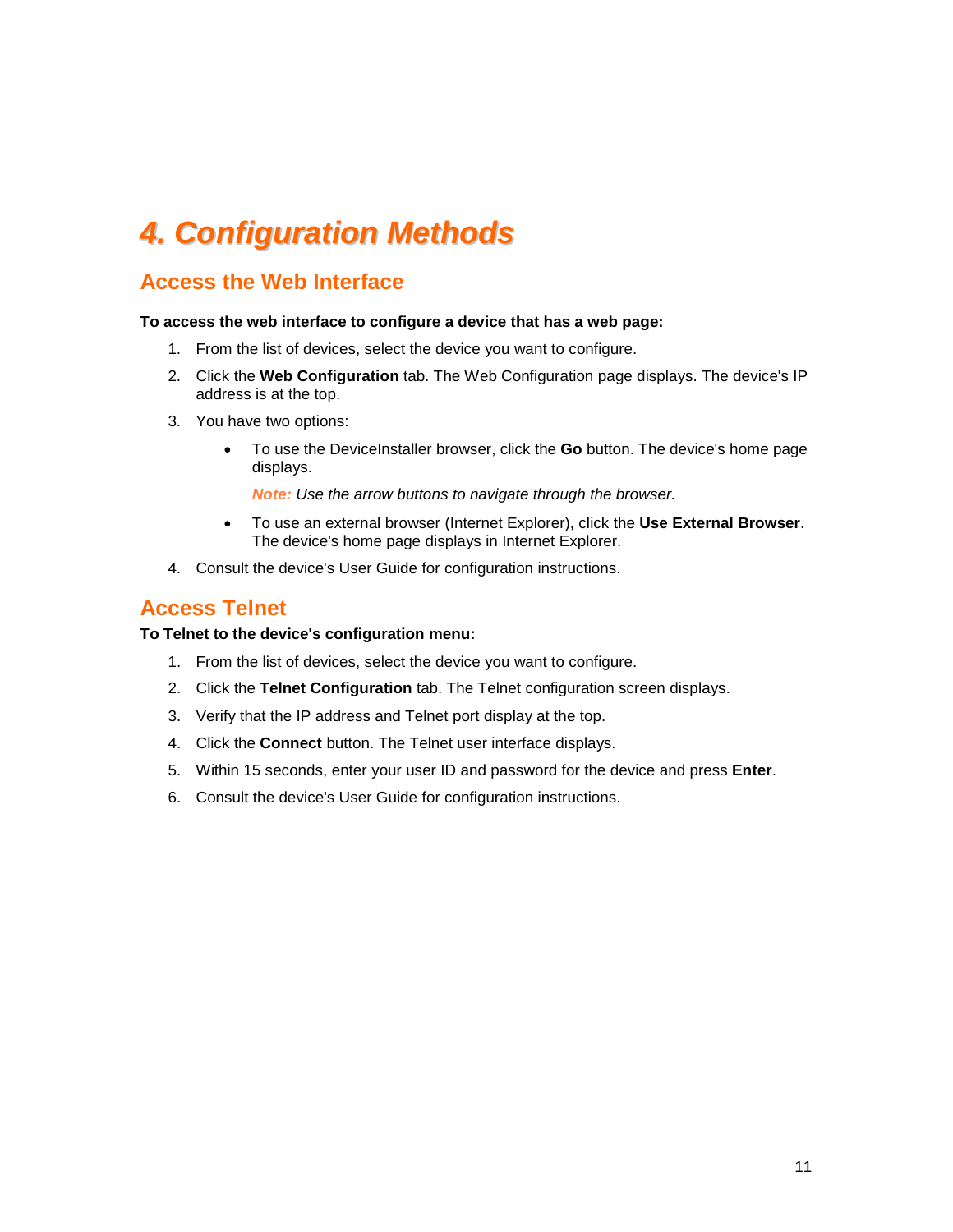# 4. Configuration Methods

## Access the Web Interface

**To access the web interface to configure a device that has a web page:**

1. From the list of devices, select the device you want to configure.
2. Click the **Web Configuration** tab. The Web Configuration page displays. The device's IP address is at the top.
3. You have two options:
   - To use the DeviceInstaller browser, click the **Go** button. The device's home page displays.

     ***Note:*** *Use the arrow buttons to navigate through the browser.*
   - To use an external browser (Internet Explorer), click the **Use External Browser**. The device's home page displays in Internet Explorer.
4. Consult the device's User Guide for configuration instructions.

## Access Telnet

**To Telnet to the device's configuration menu:**

1. From the list of devices, select the device you want to configure.
2. Click the **Telnet Configuration** tab. The Telnet configuration screen displays.
3. Verify that the IP address and Telnet port display at the top.
4. Click the **Connect** button. The Telnet user interface displays.
5. Within 15 seconds, enter your user ID and password for the device and press **Enter**.
6. Consult the device's User Guide for configuration instructions.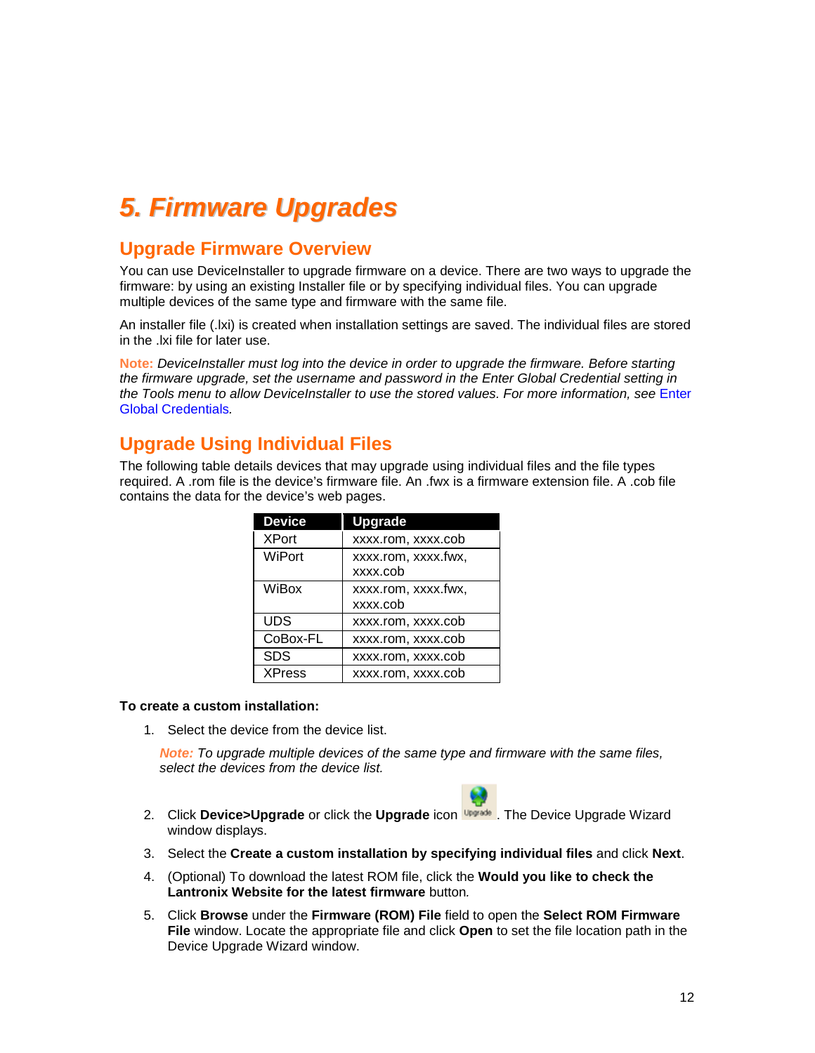# 5. Firmware Upgrades

## Upgrade Firmware Overview

You can use DeviceInstaller to upgrade firmware on a device. There are two ways to upgrade the firmware: by using an existing Installer file or by specifying individual files. You can upgrade multiple devices of the same type and firmware with the same file.

An installer file (.lxi) is created when installation settings are saved. The individual files are stored in the .lxi file for later use.

**Note:** *DeviceInstaller must log into the device in order to upgrade the firmware. Before starting the firmware upgrade, set the username and password in the Enter Global Credential setting in the Tools menu to allow DeviceInstaller to use the stored values. For more information, see* Enter Global Credentials*.*

## Upgrade Using Individual Files

The following table details devices that may upgrade using individual files and the file types required. A .rom file is the device's firmware file. An .fwx is a firmware extension file. A .cob file contains the data for the device's web pages.

| Device | Upgrade |
|---|---|
| XPort | xxxx.rom, xxxx.cob |
| WiPort | xxxx.rom, xxxx.fwx, xxxx.cob |
| WiBox | xxxx.rom, xxxx.fwx, xxxx.cob |
| UDS | xxxx.rom, xxxx.cob |
| CoBox-FL | xxxx.rom, xxxx.cob |
| SDS | xxxx.rom, xxxx.cob |
| XPress | xxxx.rom, xxxx.cob |

**To create a custom installation:**

1. Select the device from the device list.

   **Note:** *To upgrade multiple devices of the same type and firmware with the same files, select the devices from the device list.*

2. Click **Device>Upgrade** or click the **Upgrade** icon Upgrade. The Device Upgrade Wizard window displays.
3. Select the **Create a custom installation by specifying individual files** and click **Next**.
4. (Optional) To download the latest ROM file, click the **Would you like to check the Lantronix Website for the latest firmware** button.
5. Click **Browse** under the **Firmware (ROM) File** field to open the **Select ROM Firmware File** window. Locate the appropriate file and click **Open** to set the file location path in the Device Upgrade Wizard window.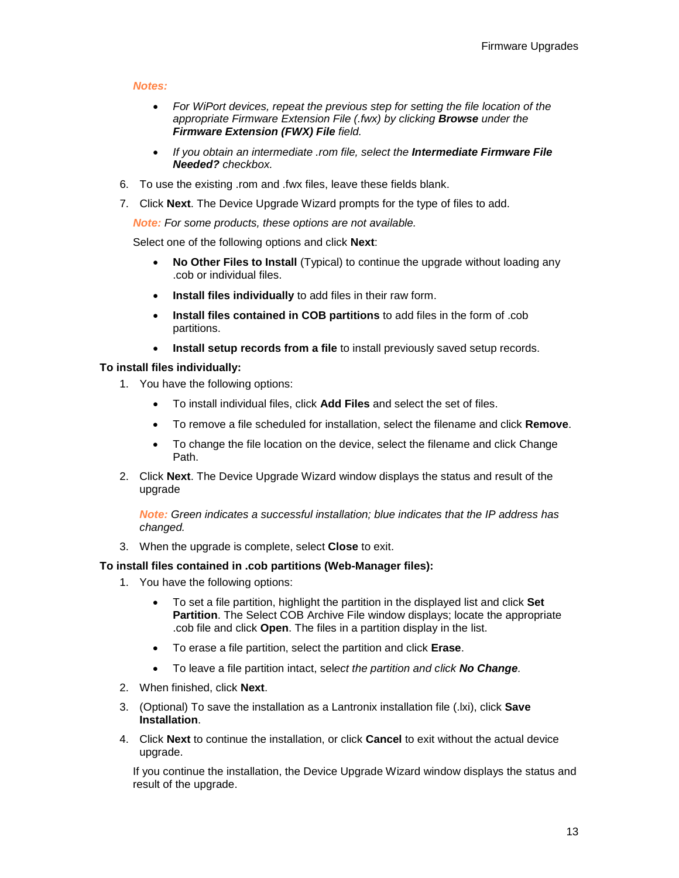***Notes:***

- *For WiPort devices, repeat the previous step for setting the file location of the appropriate Firmware Extension File (.fwx) by clicking **Browse** under the **Firmware Extension (FWX) File** field.*
- *If you obtain an intermediate .rom file, select the **Intermediate Firmware File Needed?** checkbox.*

6. To use the existing .rom and .fwx files, leave these fields blank.
7. Click **Next**. The Device Upgrade Wizard prompts for the type of files to add.

   ***Note:*** *For some products, these options are not available.*

   Select one of the following options and click **Next**:

   - **No Other Files to Install** (Typical) to continue the upgrade without loading any .cob or individual files.
   - **Install files individually** to add files in their raw form.
   - **Install files contained in COB partitions** to add files in the form of .cob partitions.
   - **Install setup records from a file** to install previously saved setup records.

**To install files individually:**

1. You have the following options:
   - To install individual files, click **Add Files** and select the set of files.
   - To remove a file scheduled for installation, select the filename and click **Remove**.
   - To change the file location on the device, select the filename and click Change Path.
2. Click **Next**. The Device Upgrade Wizard window displays the status and result of the upgrade

   ***Note:*** *Green indicates a successful installation; blue indicates that the IP address has changed.*

3. When the upgrade is complete, select **Close** to exit.

**To install files contained in .cob partitions (Web-Manager files):**

1. You have the following options:
   - To set a file partition, highlight the partition in the displayed list and click **Set Partition**. The Select COB Archive File window displays; locate the appropriate .cob file and click **Open**. The files in a partition display in the list.
   - To erase a file partition, select the partition and click **Erase**.
   - To leave a file partition intact, sel*ect the partition and click **No Change**.*
2. When finished, click **Next**.
3. (Optional) To save the installation as a Lantronix installation file (.lxi), click **Save Installation**.
4. Click **Next** to continue the installation, or click **Cancel** to exit without the actual device upgrade.

   If you continue the installation, the Device Upgrade Wizard window displays the status and result of the upgrade.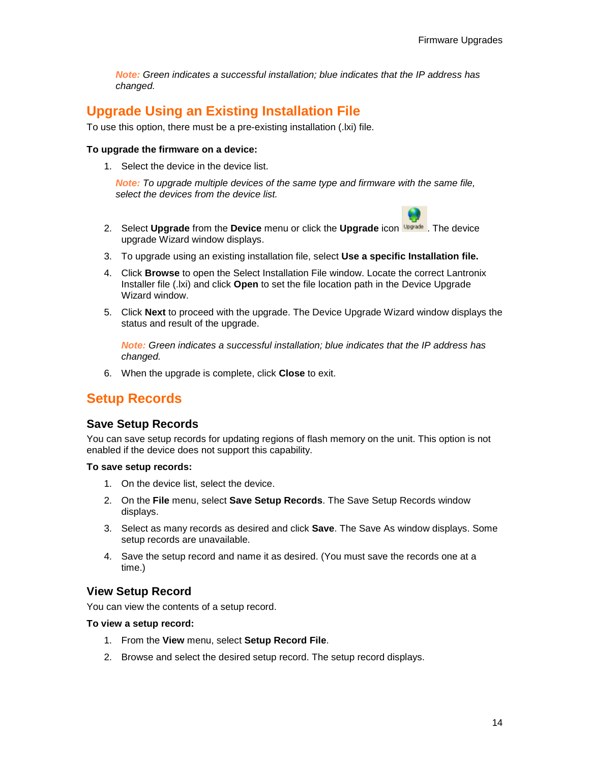*Note: Green indicates a successful installation; blue indicates that the IP address has changed.*

## Upgrade Using an Existing Installation File

To use this option, there must be a pre-existing installation (.lxi) file.

**To upgrade the firmware on a device:**

1. Select the device in the device list.

   *Note: To upgrade multiple devices of the same type and firmware with the same file, select the devices from the device list.*

2. Select **Upgrade** from the **Device** menu or click the **Upgrade** icon . The device upgrade Wizard window displays.
3. To upgrade using an existing installation file, select **Use a specific Installation file.**
4. Click **Browse** to open the Select Installation File window. Locate the correct Lantronix Installer file (.lxi) and click **Open** to set the file location path in the Device Upgrade Wizard window.
5. Click **Next** to proceed with the upgrade. The Device Upgrade Wizard window displays the status and result of the upgrade.

   *Note: Green indicates a successful installation; blue indicates that the IP address has changed.*

6. When the upgrade is complete, click **Close** to exit.

## Setup Records

### Save Setup Records

You can save setup records for updating regions of flash memory on the unit. This option is not enabled if the device does not support this capability.

**To save setup records:**

1. On the device list, select the device.
2. On the **File** menu, select **Save Setup Records**. The Save Setup Records window displays.
3. Select as many records as desired and click **Save**. The Save As window displays. Some setup records are unavailable.
4. Save the setup record and name it as desired. (You must save the records one at a time.)

### View Setup Record

You can view the contents of a setup record.

**To view a setup record:**

1. From the **View** menu, select **Setup Record File**.
2. Browse and select the desired setup record. The setup record displays.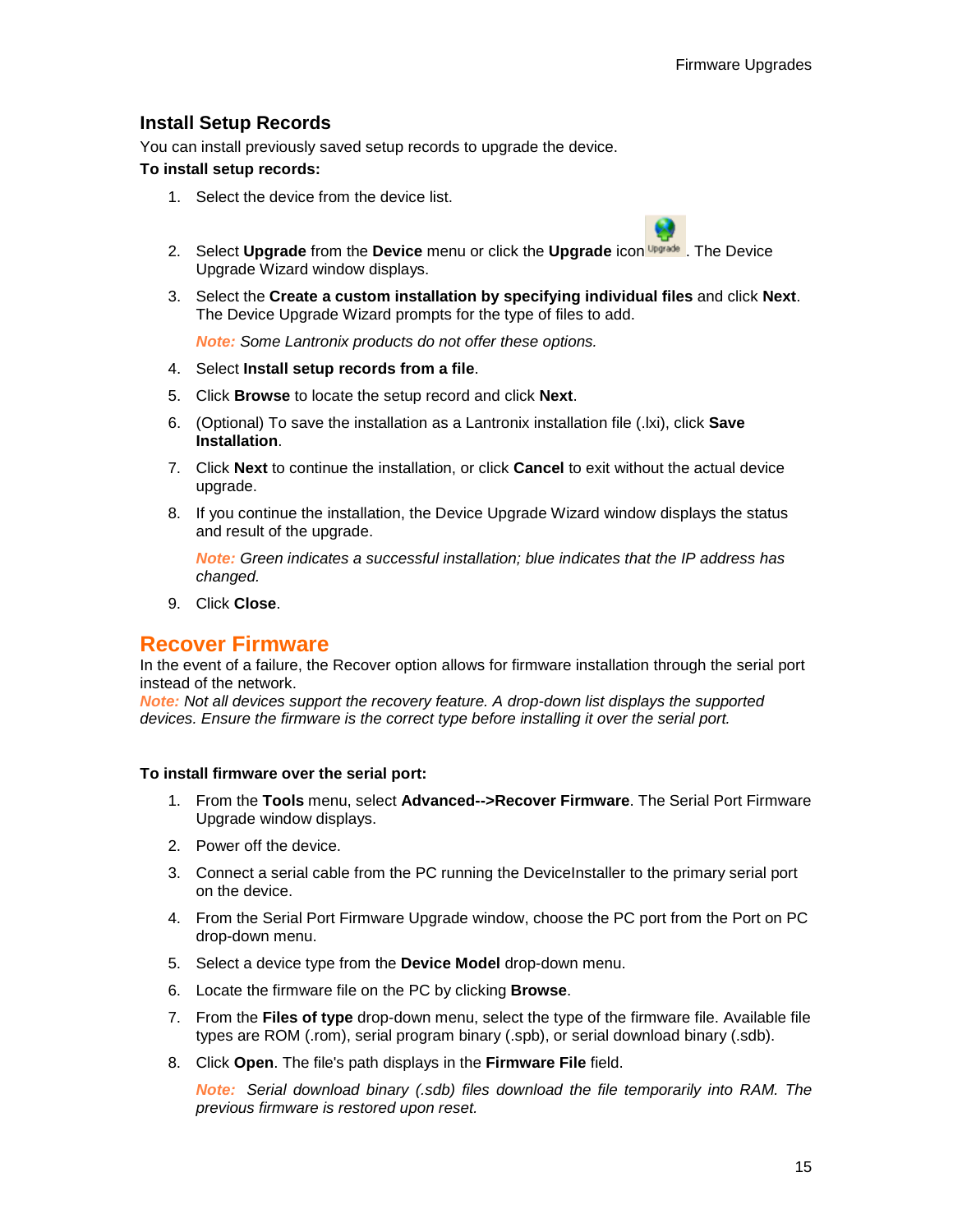### Install Setup Records

You can install previously saved setup records to upgrade the device.

**To install setup records:**

1. Select the device from the device list.
2. Select **Upgrade** from the **Device** menu or click the **Upgrade** icon. The Device Upgrade Wizard window displays.
3. Select the **Create a custom installation by specifying individual files** and click **Next**. The Device Upgrade Wizard prompts for the type of files to add.

   *Note: Some Lantronix products do not offer these options.*

4. Select **Install setup records from a file**.
5. Click **Browse** to locate the setup record and click **Next**.
6. (Optional) To save the installation as a Lantronix installation file (.lxi), click **Save Installation**.
7. Click **Next** to continue the installation, or click **Cancel** to exit without the actual device upgrade.
8. If you continue the installation, the Device Upgrade Wizard window displays the status and result of the upgrade.

   *Note: Green indicates a successful installation; blue indicates that the IP address has changed.*

9. Click **Close**.

## Recover Firmware

In the event of a failure, the Recover option allows for firmware installation through the serial port instead of the network.

*Note: Not all devices support the recovery feature. A drop-down list displays the supported devices. Ensure the firmware is the correct type before installing it over the serial port.*

**To install firmware over the serial port:**

1. From the **Tools** menu, select **Advanced-->Recover Firmware**. The Serial Port Firmware Upgrade window displays.
2. Power off the device.
3. Connect a serial cable from the PC running the DeviceInstaller to the primary serial port on the device.
4. From the Serial Port Firmware Upgrade window, choose the PC port from the Port on PC drop-down menu.
5. Select a device type from the **Device Model** drop-down menu.
6. Locate the firmware file on the PC by clicking **Browse**.
7. From the **Files of type** drop-down menu, select the type of the firmware file. Available file types are ROM (.rom), serial program binary (.spb), or serial download binary (.sdb).
8. Click **Open**. The file's path displays in the **Firmware File** field.

   *Note: Serial download binary (.sdb) files download the file temporarily into RAM. The previous firmware is restored upon reset.*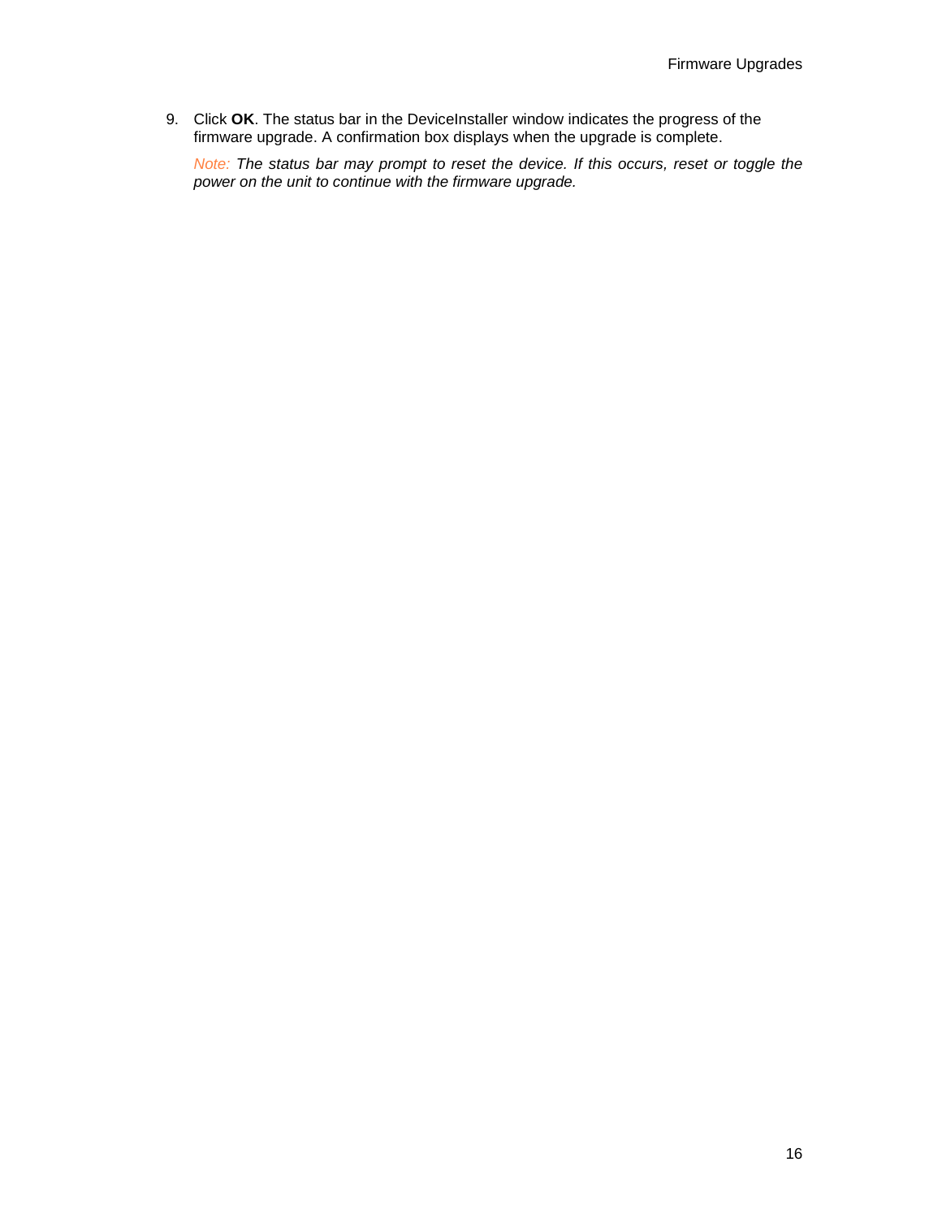9. Click **OK**. The status bar in the DeviceInstaller window indicates the progress of the firmware upgrade. A confirmation box displays when the upgrade is complete.

   *Note: The status bar may prompt to reset the device. If this occurs, reset or toggle the power on the unit to continue with the firmware upgrade.*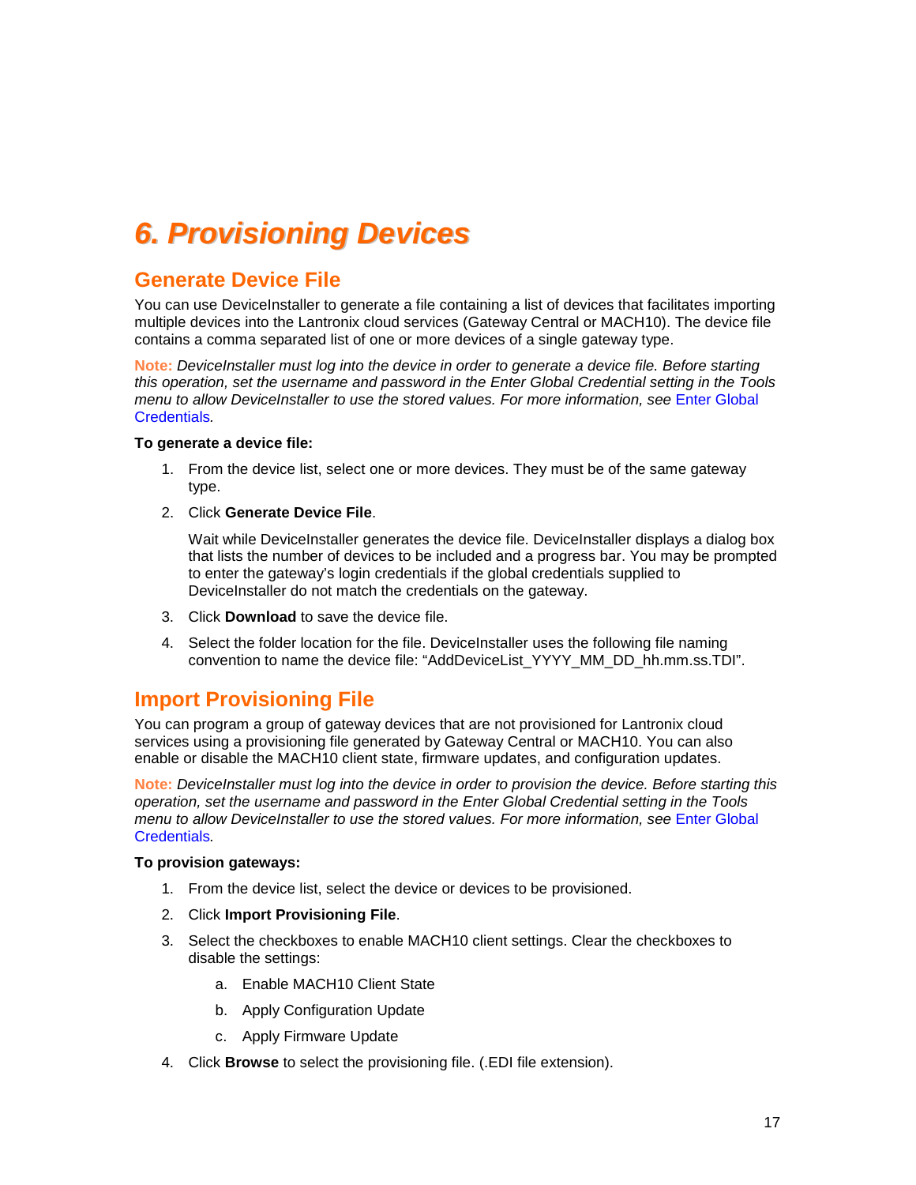# 6. Provisioning Devices

## Generate Device File

You can use DeviceInstaller to generate a file containing a list of devices that facilitates importing multiple devices into the Lantronix cloud services (Gateway Central or MACH10). The device file contains a comma separated list of one or more devices of a single gateway type.

**Note:** *DeviceInstaller must log into the device in order to generate a device file. Before starting this operation, set the username and password in the Enter Global Credential setting in the Tools menu to allow DeviceInstaller to use the stored values. For more information, see* Enter Global Credentials*.*

**To generate a device file:**

1. From the device list, select one or more devices. They must be of the same gateway type.
2. Click **Generate Device File**.

   Wait while DeviceInstaller generates the device file. DeviceInstaller displays a dialog box that lists the number of devices to be included and a progress bar. You may be prompted to enter the gateway's login credentials if the global credentials supplied to DeviceInstaller do not match the credentials on the gateway.
3. Click **Download** to save the device file.
4. Select the folder location for the file. DeviceInstaller uses the following file naming convention to name the device file: "AddDeviceList_YYYY_MM_DD_hh.mm.ss.TDI".

## Import Provisioning File

You can program a group of gateway devices that are not provisioned for Lantronix cloud services using a provisioning file generated by Gateway Central or MACH10. You can also enable or disable the MACH10 client state, firmware updates, and configuration updates.

**Note:** *DeviceInstaller must log into the device in order to provision the device. Before starting this operation, set the username and password in the Enter Global Credential setting in the Tools menu to allow DeviceInstaller to use the stored values. For more information, see* Enter Global Credentials*.*

**To provision gateways:**

1. From the device list, select the device or devices to be provisioned.
2. Click **Import Provisioning File**.
3. Select the checkboxes to enable MACH10 client settings. Clear the checkboxes to disable the settings:
   a. Enable MACH10 Client State
   b. Apply Configuration Update
   c. Apply Firmware Update
4. Click **Browse** to select the provisioning file. (.EDI file extension).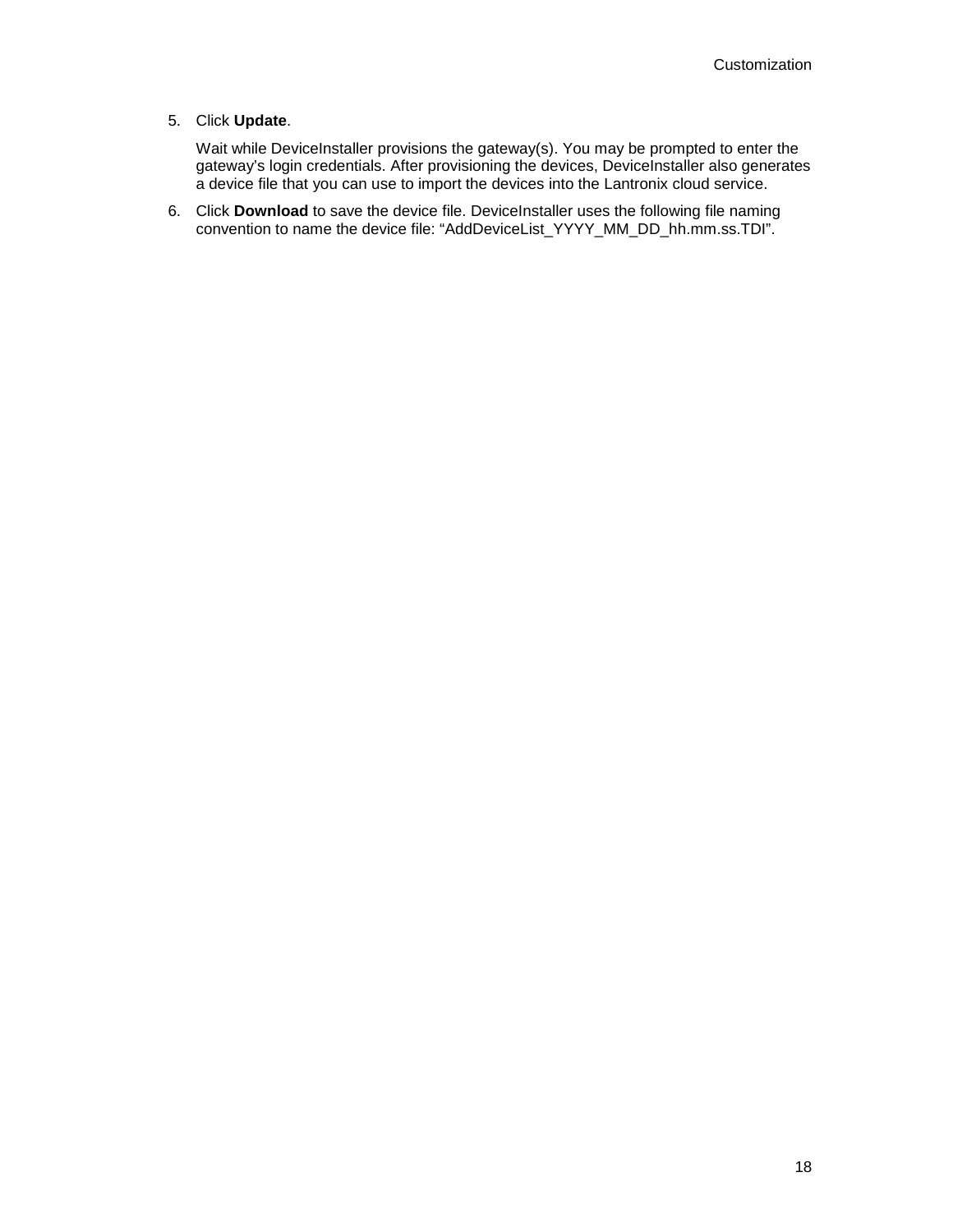5. Click **Update**.

   Wait while DeviceInstaller provisions the gateway(s). You may be prompted to enter the gateway's login credentials. After provisioning the devices, DeviceInstaller also generates a device file that you can use to import the devices into the Lantronix cloud service.

6. Click **Download** to save the device file. DeviceInstaller uses the following file naming convention to name the device file: "AddDeviceList_YYYY_MM_DD_hh.mm.ss.TDI".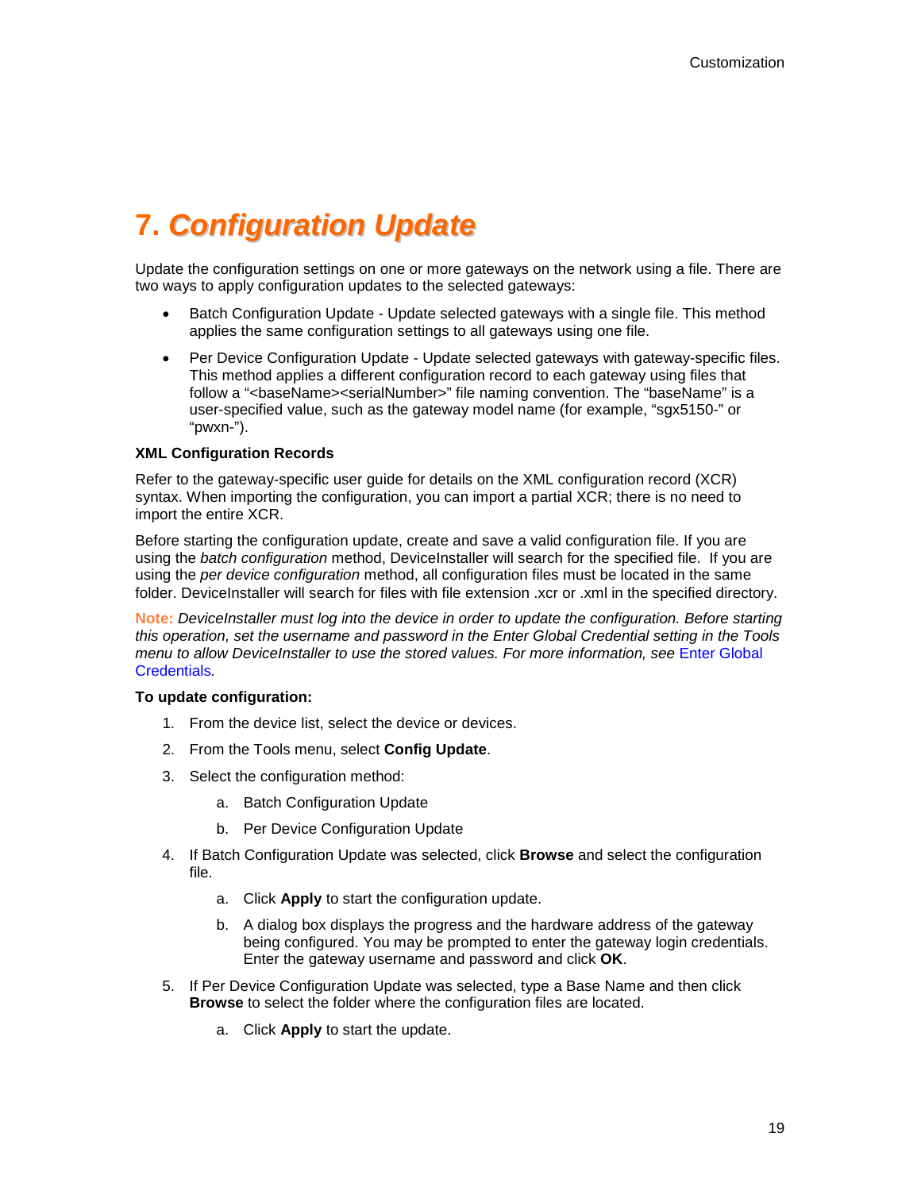# 7. *Configuration Update*

Update the configuration settings on one or more gateways on the network using a file. There are two ways to apply configuration updates to the selected gateways:

- Batch Configuration Update - Update selected gateways with a single file. This method applies the same configuration settings to all gateways using one file.
- Per Device Configuration Update - Update selected gateways with gateway-specific files. This method applies a different configuration record to each gateway using files that follow a "<baseName><serialNumber>" file naming convention. The "baseName" is a user-specified value, such as the gateway model name (for example, "sgx5150-" or "pwxn-").

**XML Configuration Records**

Refer to the gateway-specific user guide for details on the XML configuration record (XCR) syntax. When importing the configuration, you can import a partial XCR; there is no need to import the entire XCR.

Before starting the configuration update, create and save a valid configuration file. If you are using the *batch configuration* method, DeviceInstaller will search for the specified file. If you are using the *per device configuration* method, all configuration files must be located in the same folder. DeviceInstaller will search for files with file extension .xcr or .xml in the specified directory.

**Note:** *DeviceInstaller must log into the device in order to update the configuration. Before starting this operation, set the username and password in the Enter Global Credential setting in the Tools menu to allow DeviceInstaller to use the stored values. For more information, see* Enter Global Credentials*.*

**To update configuration:**

1. From the device list, select the device or devices.
2. From the Tools menu, select **Config Update**.
3. Select the configuration method:
   a. Batch Configuration Update
   b. Per Device Configuration Update
4. If Batch Configuration Update was selected, click **Browse** and select the configuration file.
   a. Click **Apply** to start the configuration update.
   b. A dialog box displays the progress and the hardware address of the gateway being configured. You may be prompted to enter the gateway login credentials. Enter the gateway username and password and click **OK**.
5. If Per Device Configuration Update was selected, type a Base Name and then click **Browse** to select the folder where the configuration files are located.
   a. Click **Apply** to start the update.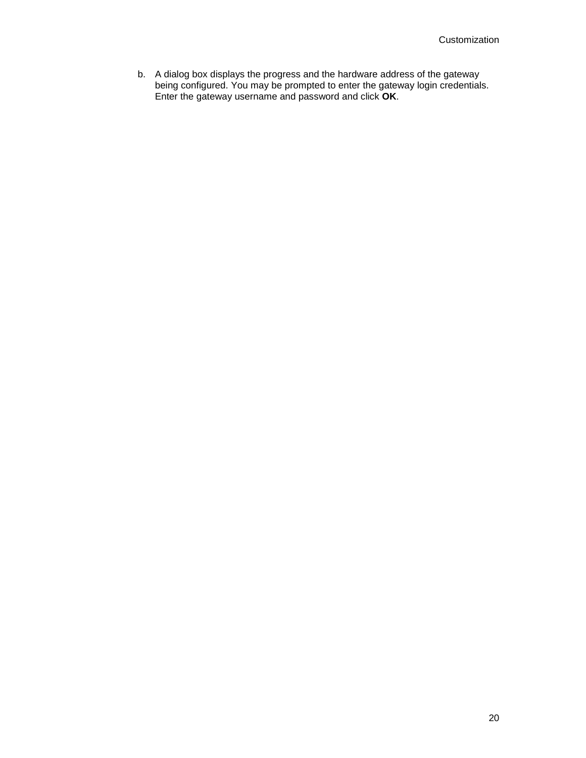b. A dialog box displays the progress and the hardware address of the gateway being configured. You may be prompted to enter the gateway login credentials. Enter the gateway username and password and click **OK**.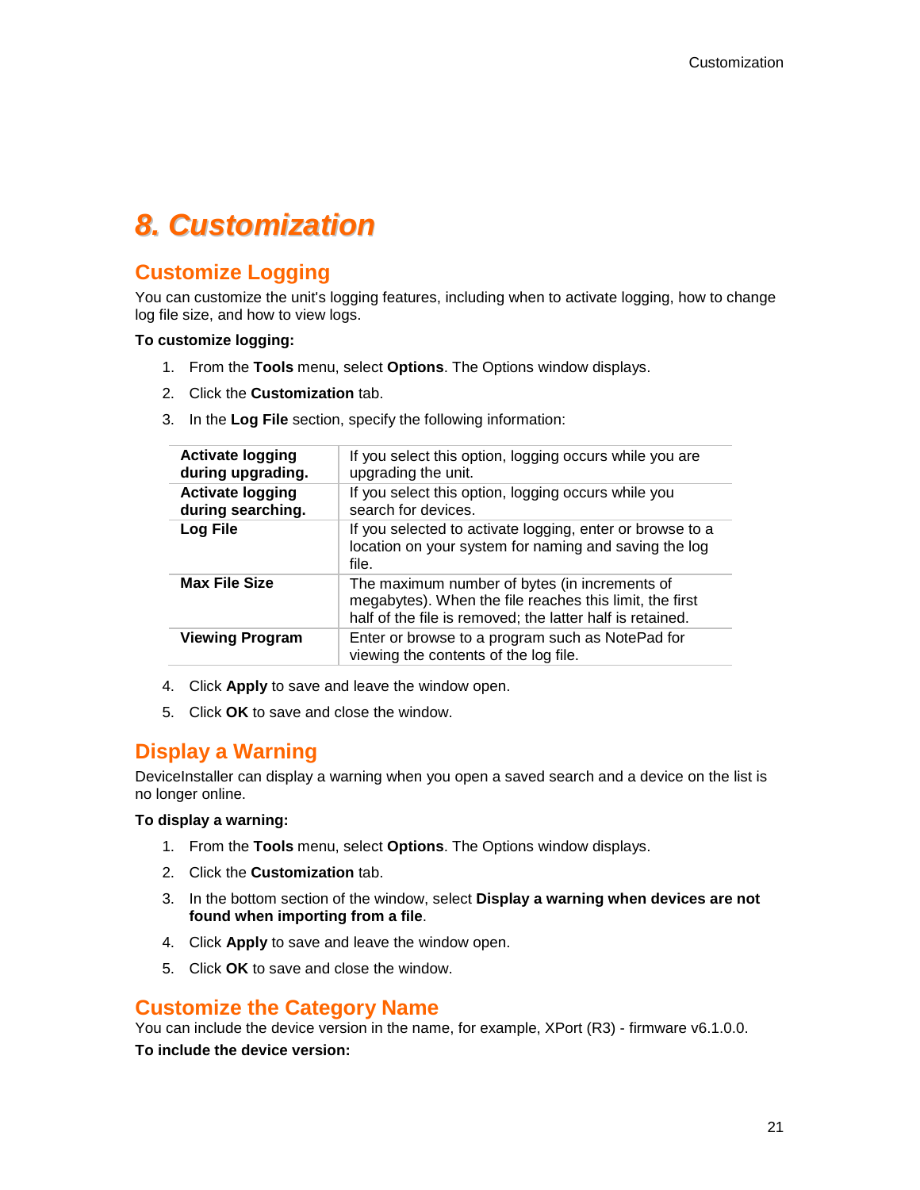# 8. Customization

## Customize Logging

You can customize the unit's logging features, including when to activate logging, how to change log file size, and how to view logs.

**To customize logging:**

1. From the **Tools** menu, select **Options**. The Options window displays.
2. Click the **Customization** tab.
3. In the **Log File** section, specify the following information:

| | |
|---|---|
| **Activate logging during upgrading.** | If you select this option, logging occurs while you are upgrading the unit. |
| **Activate logging during searching.** | If you select this option, logging occurs while you search for devices. |
| **Log File** | If you selected to activate logging, enter or browse to a location on your system for naming and saving the log file. |
| **Max File Size** | The maximum number of bytes (in increments of megabytes). When the file reaches this limit, the first half of the file is removed; the latter half is retained. |
| **Viewing Program** | Enter or browse to a program such as NotePad for viewing the contents of the log file. |

4. Click **Apply** to save and leave the window open.
5. Click **OK** to save and close the window.

## Display a Warning

DeviceInstaller can display a warning when you open a saved search and a device on the list is no longer online.

**To display a warning:**

1. From the **Tools** menu, select **Options**. The Options window displays.
2. Click the **Customization** tab.
3. In the bottom section of the window, select **Display a warning when devices are not found when importing from a file**.
4. Click **Apply** to save and leave the window open.
5. Click **OK** to save and close the window.

## Customize the Category Name

You can include the device version in the name, for example, XPort (R3) - firmware v6.1.0.0.

**To include the device version:**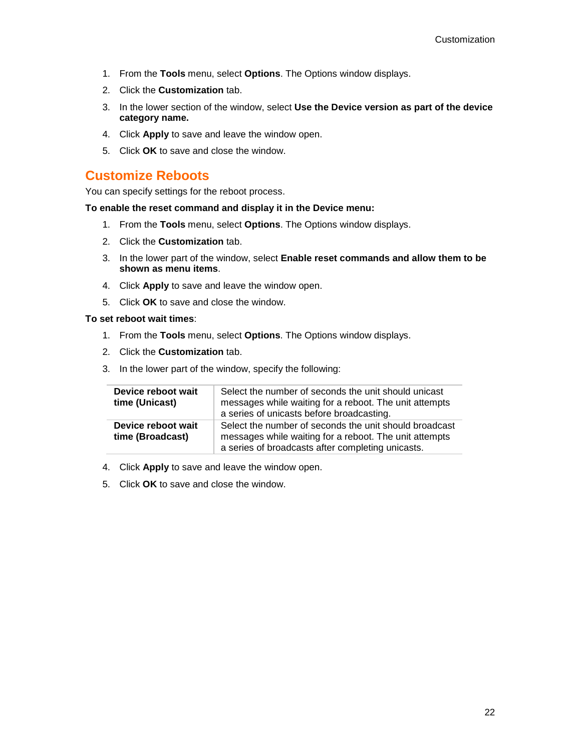1. From the **Tools** menu, select **Options**. The Options window displays.
2. Click the **Customization** tab.
3. In the lower section of the window, select **Use the Device version as part of the device category name.**
4. Click **Apply** to save and leave the window open.
5. Click **OK** to save and close the window.

## Customize Reboots

You can specify settings for the reboot process.

**To enable the reset command and display it in the Device menu:**

1. From the **Tools** menu, select **Options**. The Options window displays.
2. Click the **Customization** tab.
3. In the lower part of the window, select **Enable reset commands and allow them to be shown as menu items**.
4. Click **Apply** to save and leave the window open.
5. Click **OK** to save and close the window.

**To set reboot wait times**:

1. From the **Tools** menu, select **Options**. The Options window displays.
2. Click the **Customization** tab.
3. In the lower part of the window, specify the following:

| | |
|---|---|
| **Device reboot wait time (Unicast)** | Select the number of seconds the unit should unicast messages while waiting for a reboot. The unit attempts a series of unicasts before broadcasting. |
| **Device reboot wait time (Broadcast)** | Select the number of seconds the unit should broadcast messages while waiting for a reboot. The unit attempts a series of broadcasts after completing unicasts. |

4. Click **Apply** to save and leave the window open.
5. Click **OK** to save and close the window.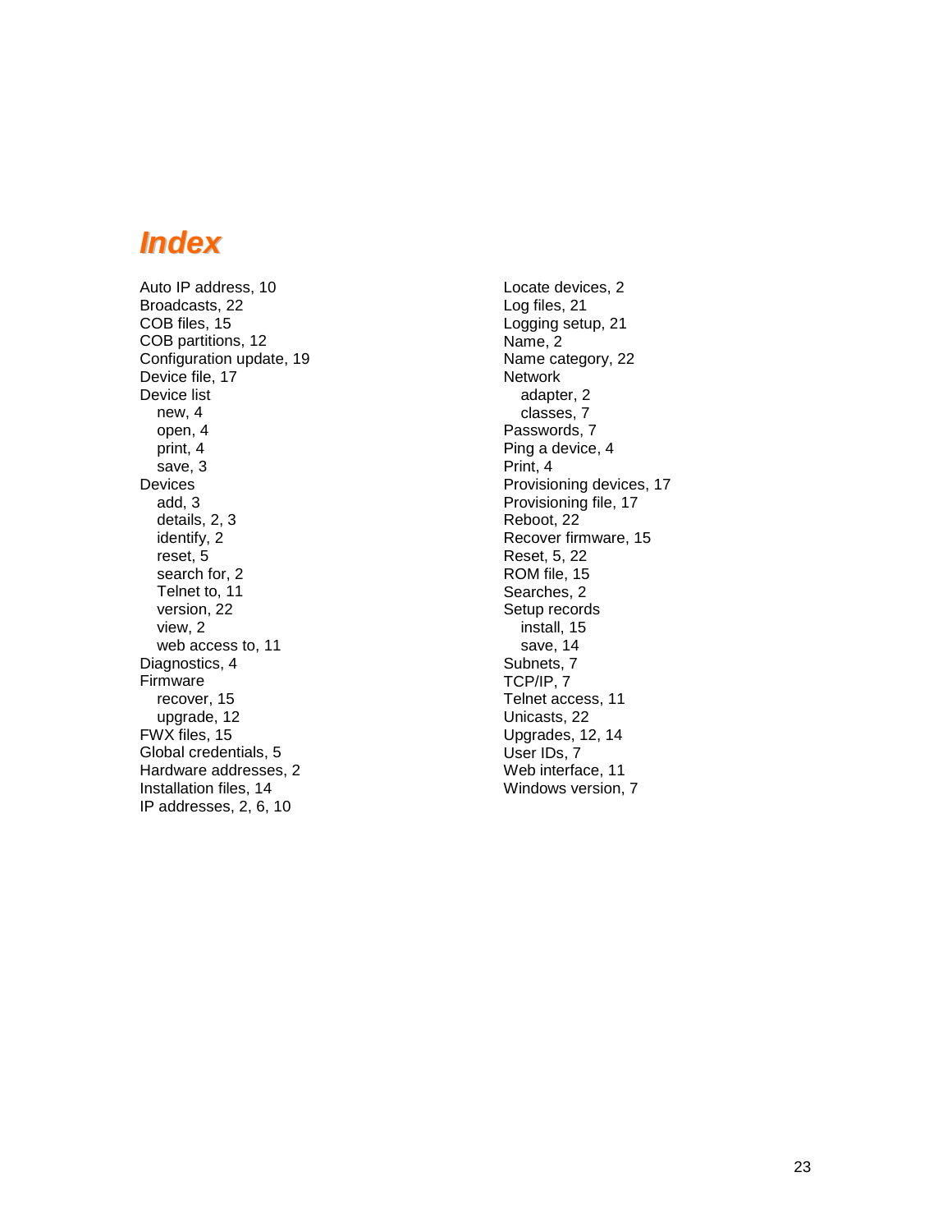# Index

Auto IP address, 10
Broadcasts, 22
COB files, 15
COB partitions, 12
Configuration update, 19
Device file, 17
Device list
- new, 4
- open, 4
- print, 4
- save, 3

Devices
- add, 3
- details, 2, 3
- identify, 2
- reset, 5
- search for, 2
- Telnet to, 11
- version, 22
- view, 2
- web access to, 11

Diagnostics, 4
Firmware
- recover, 15
- upgrade, 12

FWX files, 15
Global credentials, 5
Hardware addresses, 2
Installation files, 14
IP addresses, 2, 6, 10
Locate devices, 2
Log files, 21
Logging setup, 21
Name, 2
Name category, 22
Network
- adapter, 2
- classes, 7

Passwords, 7
Ping a device, 4
Print, 4
Provisioning devices, 17
Provisioning file, 17
Reboot, 22
Recover firmware, 15
Reset, 5, 22
ROM file, 15
Searches, 2
Setup records
- install, 15
- save, 14

Subnets, 7
TCP/IP, 7
Telnet access, 11
Unicasts, 22
Upgrades, 12, 14
User IDs, 7
Web interface, 11
Windows version, 7